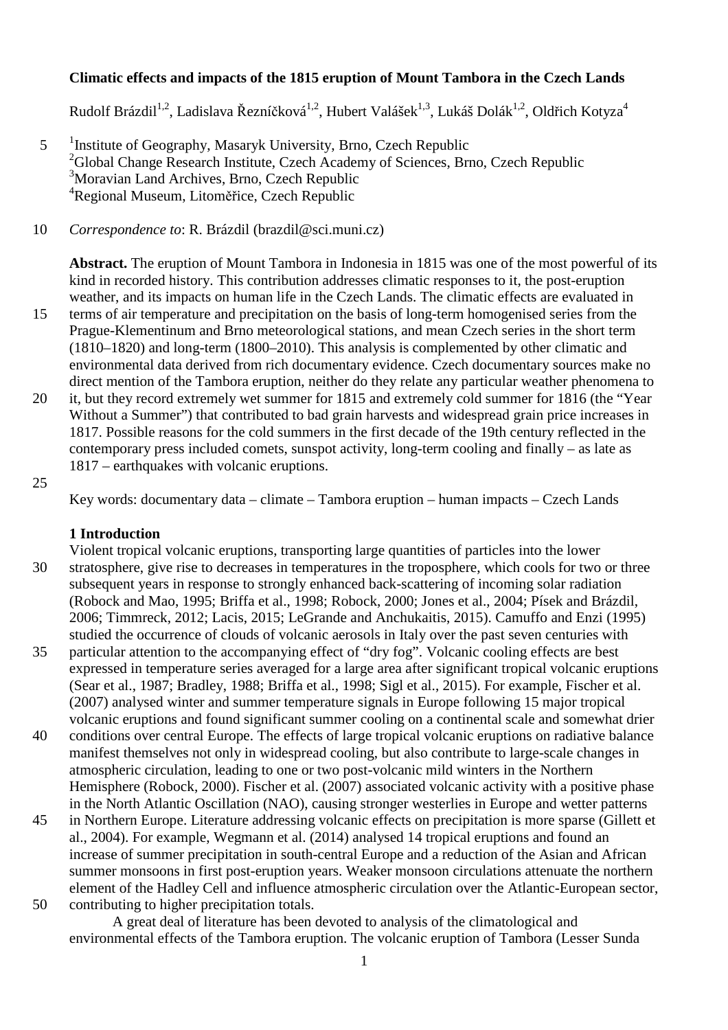# Climatic effects and impacts of the 1815 eruption of Mount Tambora in the Czech Lands

Rudolf Brázdil[1,2], Ladislava Řezníčková[1,2], Hubert Valášek[1,3], Lukáš Dolák[1,2], Oldřich Kotyza[4]

[1]Institute of Geography, Masaryk University, Brno, Czech Republic
[2]Global Change Research Institute, Czech Academy of Sciences, Brno, Czech Republic
[3]Moravian Land Archives, Brno, Czech Republic
[4]Regional Museum, Litoměřice, Czech Republic

*Correspondence to*: R. Brázdil (brazdil@sci.muni.cz)

**Abstract.** The eruption of Mount Tambora in Indonesia in 1815 was one of the most powerful of its kind in recorded history. This contribution addresses climatic responses to it, the post-eruption weather, and its impacts on human life in the Czech Lands. The climatic effects are evaluated in terms of air temperature and precipitation on the basis of long-term homogenised series from the Prague-Klementinum and Brno meteorological stations, and mean Czech series in the short term (1810–1820) and long-term (1800–2010). This analysis is complemented by other climatic and environmental data derived from rich documentary evidence. Czech documentary sources make no direct mention of the Tambora eruption, neither do they relate any particular weather phenomena to it, but they record extremely wet summer for 1815 and extremely cold summer for 1816 (the "Year Without a Summer") that contributed to bad grain harvests and widespread grain price increases in 1817. Possible reasons for the cold summers in the first decade of the 19th century reflected in the contemporary press included comets, sunspot activity, long-term cooling and finally – as late as 1817 – earthquakes with volcanic eruptions.

Key words: documentary data – climate – Tambora eruption – human impacts – Czech Lands

## 1 Introduction

Violent tropical volcanic eruptions, transporting large quantities of particles into the lower stratosphere, give rise to decreases in temperatures in the troposphere, which cools for two or three subsequent years in response to strongly enhanced back-scattering of incoming solar radiation (Robock and Mao, 1995; Briffa et al., 1998; Robock, 2000; Jones et al., 2004; Písek and Brázdil, 2006; Timmreck, 2012; Lacis, 2015; LeGrande and Anchukaitis, 2015). Camuffo and Enzi (1995) studied the occurrence of clouds of volcanic aerosols in Italy over the past seven centuries with particular attention to the accompanying effect of "dry fog". Volcanic cooling effects are best expressed in temperature series averaged for a large area after significant tropical volcanic eruptions (Sear et al., 1987; Bradley, 1988; Briffa et al., 1998; Sigl et al., 2015). For example, Fischer et al. (2007) analysed winter and summer temperature signals in Europe following 15 major tropical volcanic eruptions and found significant summer cooling on a continental scale and somewhat drier conditions over central Europe. The effects of large tropical volcanic eruptions on radiative balance manifest themselves not only in widespread cooling, but also contribute to large-scale changes in atmospheric circulation, leading to one or two post-volcanic mild winters in the Northern Hemisphere (Robock, 2000). Fischer et al. (2007) associated volcanic activity with a positive phase in the North Atlantic Oscillation (NAO), causing stronger westerlies in Europe and wetter patterns in Northern Europe. Literature addressing volcanic effects on precipitation is more sparse (Gillett et al., 2004). For example, Wegmann et al. (2014) analysed 14 tropical eruptions and found an increase of summer precipitation in south-central Europe and a reduction of the Asian and African summer monsoons in first post-eruption years. Weaker monsoon circulations attenuate the northern element of the Hadley Cell and influence atmospheric circulation over the Atlantic-European sector, contributing to higher precipitation totals.

A great deal of literature has been devoted to analysis of the climatological and environmental effects of the Tambora eruption. The volcanic eruption of Tambora (Lesser Sunda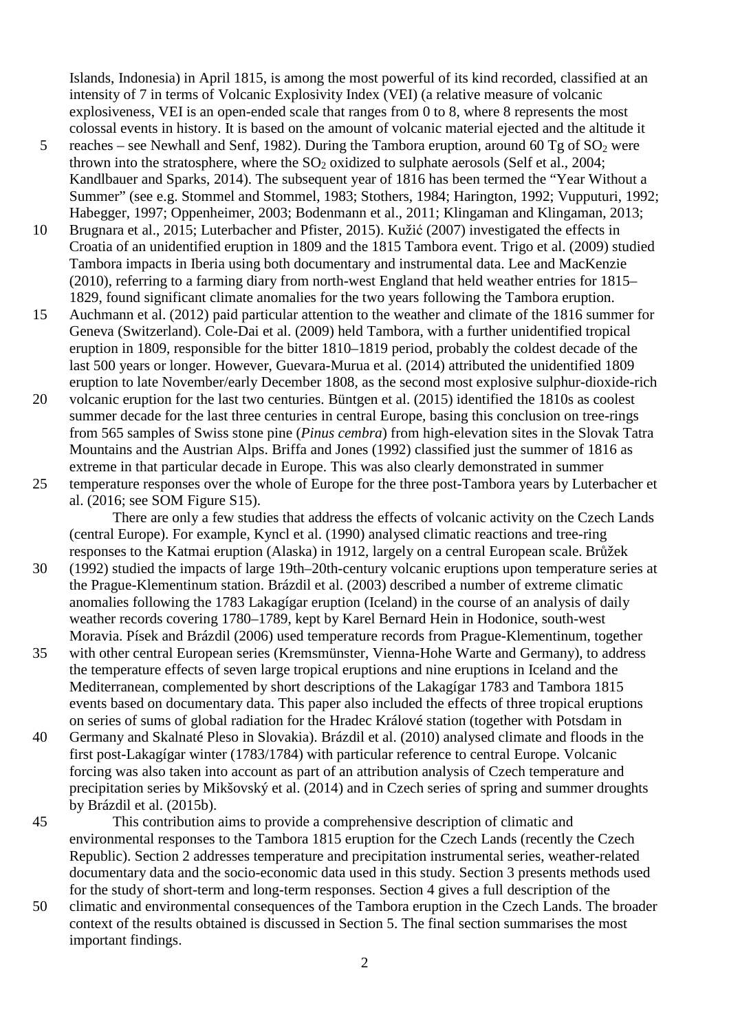Islands, Indonesia) in April 1815, is among the most powerful of its kind recorded, classified at an intensity of 7 in terms of Volcanic Explosivity Index (VEI) (a relative measure of volcanic explosiveness, VEI is an open-ended scale that ranges from 0 to 8, where 8 represents the most colossal events in history. It is based on the amount of volcanic material ejected and the altitude it reaches – see Newhall and Senf, 1982). During the Tambora eruption, around 60 Tg of $SO_2$ were thrown into the stratosphere, where the $SO_2$ oxidized to sulphate aerosols (Self et al., 2004; Kandlbauer and Sparks, 2014). The subsequent year of 1816 has been termed the "Year Without a Summer" (see e.g. Stommel and Stommel, 1983; Stothers, 1984; Harington, 1992; Vupputuri, 1992; Habegger, 1997; Oppenheimer, 2003; Bodenmann et al., 2011; Klingaman and Klingaman, 2013; Brugnara et al., 2015; Luterbacher and Pfister, 2015). Kužić (2007) investigated the effects in Croatia of an unidentified eruption in 1809 and the 1815 Tambora event. Trigo et al. (2009) studied Tambora impacts in Iberia using both documentary and instrumental data. Lee and MacKenzie (2010), referring to a farming diary from north-west England that held weather entries for 1815–1829, found significant climate anomalies for the two years following the Tambora eruption. Auchmann et al. (2012) paid particular attention to the weather and climate of the 1816 summer for Geneva (Switzerland). Cole-Dai et al. (2009) held Tambora, with a further unidentified tropical eruption in 1809, responsible for the bitter 1810–1819 period, probably the coldest decade of the last 500 years or longer. However, Guevara-Murua et al. (2014) attributed the unidentified 1809 eruption to late November/early December 1808, as the second most explosive sulphur-dioxide-rich volcanic eruption for the last two centuries. Büntgen et al. (2015) identified the 1810s as coolest summer decade for the last three centuries in central Europe, basing this conclusion on tree-rings from 565 samples of Swiss stone pine (*Pinus cembra*) from high-elevation sites in the Slovak Tatra Mountains and the Austrian Alps. Briffa and Jones (1992) classified just the summer of 1816 as extreme in that particular decade in Europe. This was also clearly demonstrated in summer temperature responses over the whole of Europe for the three post-Tambora years by Luterbacher et al. (2016; see SOM Figure S15).

There are only a few studies that address the effects of volcanic activity on the Czech Lands (central Europe). For example, Kyncl et al. (1990) analysed climatic reactions and tree-ring responses to the Katmai eruption (Alaska) in 1912, largely on a central European scale. Brůžek (1992) studied the impacts of large 19th–20th-century volcanic eruptions upon temperature series at the Prague-Klementinum station. Brázdil et al. (2003) described a number of extreme climatic anomalies following the 1783 Lakagígar eruption (Iceland) in the course of an analysis of daily weather records covering 1780–1789, kept by Karel Bernard Hein in Hodonice, south-west Moravia. Písek and Brázdil (2006) used temperature records from Prague-Klementinum, together with other central European series (Kremsmünster, Vienna-Hohe Warte and Germany), to address the temperature effects of seven large tropical eruptions and nine eruptions in Iceland and the Mediterranean, complemented by short descriptions of the Lakagígar 1783 and Tambora 1815 events based on documentary data. This paper also included the effects of three tropical eruptions on series of sums of global radiation for the Hradec Králové station (together with Potsdam in Germany and Skalnaté Pleso in Slovakia). Brázdil et al. (2010) analysed climate and floods in the first post-Lakagígar winter (1783/1784) with particular reference to central Europe. Volcanic forcing was also taken into account as part of an attribution analysis of Czech temperature and precipitation series by Mikšovský et al. (2014) and in Czech series of spring and summer droughts by Brázdil et al. (2015b).

This contribution aims to provide a comprehensive description of climatic and environmental responses to the Tambora 1815 eruption for the Czech Lands (recently the Czech Republic). Section 2 addresses temperature and precipitation instrumental series, weather-related documentary data and the socio-economic data used in this study. Section 3 presents methods used for the study of short-term and long-term responses. Section 4 gives a full description of the climatic and environmental consequences of the Tambora eruption in the Czech Lands. The broader context of the results obtained is discussed in Section 5. The final section summarises the most important findings.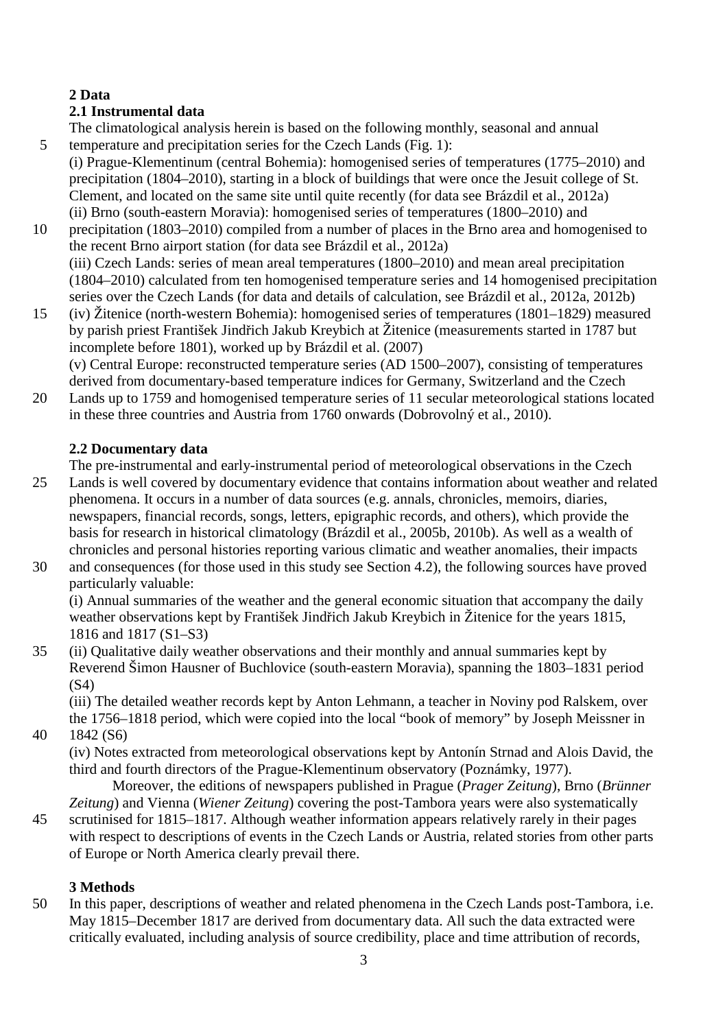## 2 Data

### 2.1 Instrumental data

The climatological analysis herein is based on the following monthly, seasonal and annual temperature and precipitation series for the Czech Lands (Fig. 1):

(i) Prague-Klementinum (central Bohemia): homogenised series of temperatures (1775–2010) and precipitation (1804–2010), starting in a block of buildings that were once the Jesuit college of St. Clement, and located on the same site until quite recently (for data see Brázdil et al., 2012a)

(ii) Brno (south-eastern Moravia): homogenised series of temperatures (1800–2010) and precipitation (1803–2010) compiled from a number of places in the Brno area and homogenised to the recent Brno airport station (for data see Brázdil et al., 2012a)

(iii) Czech Lands: series of mean areal temperatures (1800–2010) and mean areal precipitation (1804–2010) calculated from ten homogenised temperature series and 14 homogenised precipitation series over the Czech Lands (for data and details of calculation, see Brázdil et al., 2012a, 2012b)

(iv) Žitenice (north-western Bohemia): homogenised series of temperatures (1801–1829) measured by parish priest František Jindřich Jakub Kreybich at Žitenice (measurements started in 1787 but incomplete before 1801), worked up by Brázdil et al. (2007)

(v) Central Europe: reconstructed temperature series (AD 1500–2007), consisting of temperatures derived from documentary-based temperature indices for Germany, Switzerland and the Czech Lands up to 1759 and homogenised temperature series of 11 secular meteorological stations located in these three countries and Austria from 1760 onwards (Dobrovolný et al., 2010).

### 2.2 Documentary data

The pre-instrumental and early-instrumental period of meteorological observations in the Czech Lands is well covered by documentary evidence that contains information about weather and related phenomena. It occurs in a number of data sources (e.g. annals, chronicles, memoirs, diaries, newspapers, financial records, songs, letters, epigraphic records, and others), which provide the basis for research in historical climatology (Brázdil et al., 2005b, 2010b). As well as a wealth of chronicles and personal histories reporting various climatic and weather anomalies, their impacts and consequences (for those used in this study see Section 4.2), the following sources have proved particularly valuable:

(i) Annual summaries of the weather and the general economic situation that accompany the daily weather observations kept by František Jindřich Jakub Kreybich in Žitenice for the years 1815, 1816 and 1817 (S1–S3)

(ii) Qualitative daily weather observations and their monthly and annual summaries kept by Reverend Šimon Hausner of Buchlovice (south-eastern Moravia), spanning the 1803–1831 period (S4)

(iii) The detailed weather records kept by Anton Lehmann, a teacher in Noviny pod Ralskem, over the 1756–1818 period, which were copied into the local "book of memory" by Joseph Meissner in 1842 (S6)

(iv) Notes extracted from meteorological observations kept by Antonín Strnad and Alois David, the third and fourth directors of the Prague-Klementinum observatory (Poznámky, 1977).

Moreover, the editions of newspapers published in Prague (*Prager Zeitung*), Brno (*Brünner Zeitung*) and Vienna (*Wiener Zeitung*) covering the post-Tambora years were also systematically scrutinised for 1815–1817. Although weather information appears relatively rarely in their pages with respect to descriptions of events in the Czech Lands or Austria, related stories from other parts of Europe or North America clearly prevail there.

## 3 Methods

In this paper, descriptions of weather and related phenomena in the Czech Lands post-Tambora, i.e. May 1815–December 1817 are derived from documentary data. All such the data extracted were critically evaluated, including analysis of source credibility, place and time attribution of records,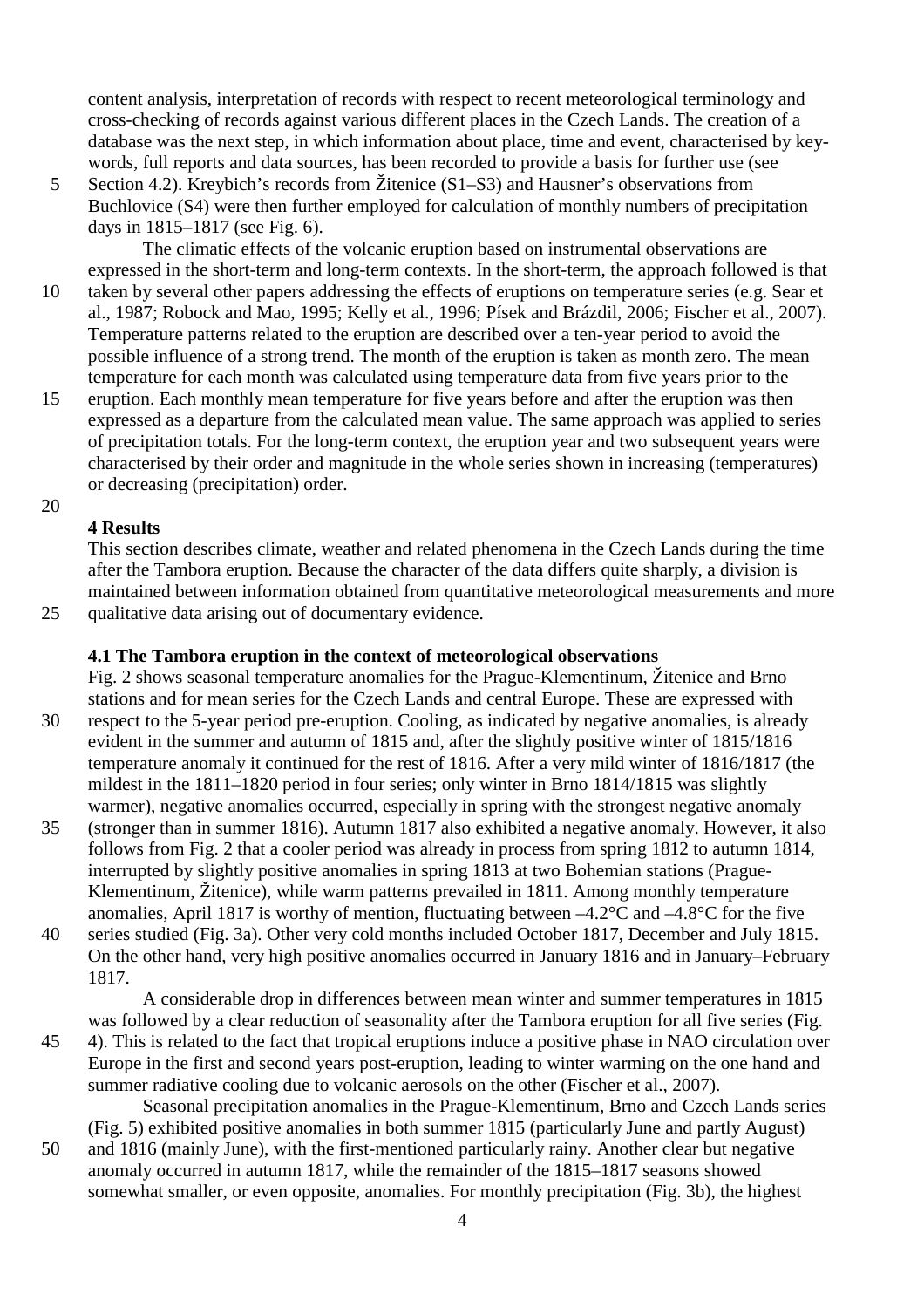content analysis, interpretation of records with respect to recent meteorological terminology and cross-checking of records against various different places in the Czech Lands. The creation of a database was the next step, in which information about place, time and event, characterised by key-words, full reports and data sources, has been recorded to provide a basis for further use (see Section 4.2). Kreybich's records from Žitenice (S1–S3) and Hausner's observations from Buchlovice (S4) were then further employed for calculation of monthly numbers of precipitation days in 1815–1817 (see Fig. 6).

The climatic effects of the volcanic eruption based on instrumental observations are expressed in the short-term and long-term contexts. In the short-term, the approach followed is that taken by several other papers addressing the effects of eruptions on temperature series (e.g. Sear et al., 1987; Robock and Mao, 1995; Kelly et al., 1996; Písek and Brázdil, 2006; Fischer et al., 2007). Temperature patterns related to the eruption are described over a ten-year period to avoid the possible influence of a strong trend. The month of the eruption is taken as month zero. The mean temperature for each month was calculated using temperature data from five years prior to the eruption. Each monthly mean temperature for five years before and after the eruption was then expressed as a departure from the calculated mean value. The same approach was applied to series of precipitation totals. For the long-term context, the eruption year and two subsequent years were characterised by their order and magnitude in the whole series shown in increasing (temperatures) or decreasing (precipitation) order.

## 4 Results

This section describes climate, weather and related phenomena in the Czech Lands during the time after the Tambora eruption. Because the character of the data differs quite sharply, a division is maintained between information obtained from quantitative meteorological measurements and more qualitative data arising out of documentary evidence.

### 4.1 The Tambora eruption in the context of meteorological observations

Fig. 2 shows seasonal temperature anomalies for the Prague-Klementinum, Žitenice and Brno stations and for mean series for the Czech Lands and central Europe. These are expressed with respect to the 5-year period pre-eruption. Cooling, as indicated by negative anomalies, is already evident in the summer and autumn of 1815 and, after the slightly positive winter of 1815/1816 temperature anomaly it continued for the rest of 1816. After a very mild winter of 1816/1817 (the mildest in the 1811–1820 period in four series; only winter in Brno 1814/1815 was slightly warmer), negative anomalies occurred, especially in spring with the strongest negative anomaly (stronger than in summer 1816). Autumn 1817 also exhibited a negative anomaly. However, it also follows from Fig. 2 that a cooler period was already in process from spring 1812 to autumn 1814, interrupted by slightly positive anomalies in spring 1813 at two Bohemian stations (Prague-Klementinum, Žitenice), while warm patterns prevailed in 1811. Among monthly temperature anomalies, April 1817 is worthy of mention, fluctuating between –4.2°C and –4.8°C for the five series studied (Fig. 3a). Other very cold months included October 1817, December and July 1815. On the other hand, very high positive anomalies occurred in January 1816 and in January–February 1817.

A considerable drop in differences between mean winter and summer temperatures in 1815 was followed by a clear reduction of seasonality after the Tambora eruption for all five series (Fig. 4). This is related to the fact that tropical eruptions induce a positive phase in NAO circulation over Europe in the first and second years post-eruption, leading to winter warming on the one hand and summer radiative cooling due to volcanic aerosols on the other (Fischer et al., 2007).

Seasonal precipitation anomalies in the Prague-Klementinum, Brno and Czech Lands series (Fig. 5) exhibited positive anomalies in both summer 1815 (particularly June and partly August) and 1816 (mainly June), with the first-mentioned particularly rainy. Another clear but negative anomaly occurred in autumn 1817, while the remainder of the 1815–1817 seasons showed somewhat smaller, or even opposite, anomalies. For monthly precipitation (Fig. 3b), the highest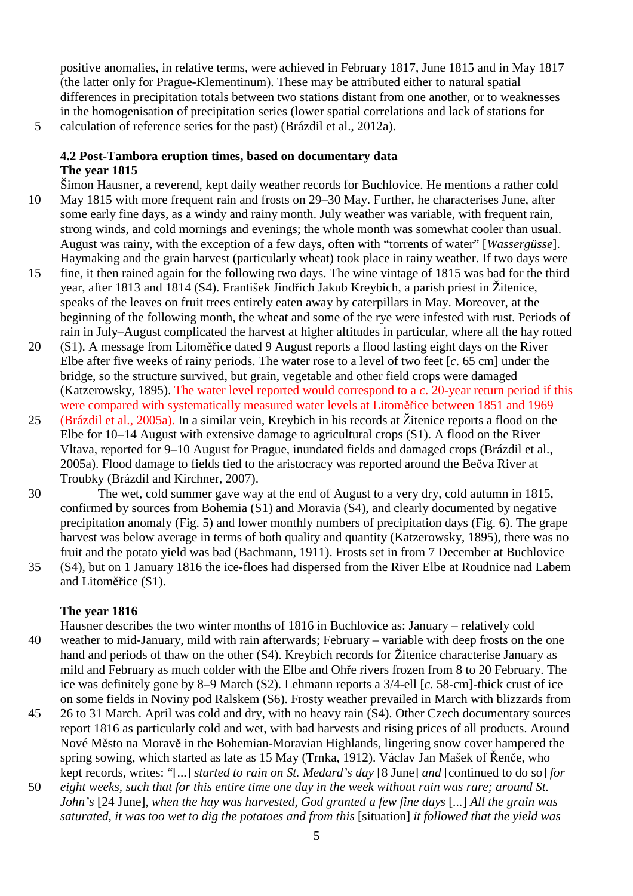positive anomalies, in relative terms, were achieved in February 1817, June 1815 and in May 1817 (the latter only for Prague-Klementinum). These may be attributed either to natural spatial differences in precipitation totals between two stations distant from one another, or to weaknesses in the homogenisation of precipitation series (lower spatial correlations and lack of stations for calculation of reference series for the past) (Brázdil et al., 2012a).

### 4.2 Post-Tambora eruption times, based on documentary data

**The year 1815**

Šimon Hausner, a reverend, kept daily weather records for Buchlovice. He mentions a rather cold May 1815 with more frequent rain and frosts on 29–30 May. Further, he characterises June, after some early fine days, as a windy and rainy month. July weather was variable, with frequent rain, strong winds, and cold mornings and evenings; the whole month was somewhat cooler than usual. August was rainy, with the exception of a few days, often with “torrents of water” [*Wassergüsse*]. Haymaking and the grain harvest (particularly wheat) took place in rainy weather. If two days were fine, it then rained again for the following two days. The wine vintage of 1815 was bad for the third year, after 1813 and 1814 (S4). František Jindřich Jakub Kreybich, a parish priest in Žitenice, speaks of the leaves on fruit trees entirely eaten away by caterpillars in May. Moreover, at the beginning of the following month, the wheat and some of the rye were infested with rust. Periods of rain in July–August complicated the harvest at higher altitudes in particular, where all the hay rotted (S1). A message from Litoměřice dated 9 August reports a flood lasting eight days on the River Elbe after five weeks of rainy periods. The water rose to a level of two feet [*c*. 65 cm] under the bridge, so the structure survived, but grain, vegetable and other field crops were damaged (Katzerowsky, 1895). The water level reported would correspond to a *c*. 20-year return period if this were compared with systematically measured water levels at Litoměřice between 1851 and 1969 (Brázdil et al., 2005a). In a similar vein, Kreybich in his records at Žitenice reports a flood on the Elbe for 10–14 August with extensive damage to agricultural crops (S1). A flood on the River Vltava, reported for 9–10 August for Prague, inundated fields and damaged crops (Brázdil et al., 2005a). Flood damage to fields tied to the aristocracy was reported around the Bečva River at Troubky (Brázdil and Kirchner, 2007).

The wet, cold summer gave way at the end of August to a very dry, cold autumn in 1815, confirmed by sources from Bohemia (S1) and Moravia (S4), and clearly documented by negative precipitation anomaly (Fig. 5) and lower monthly numbers of precipitation days (Fig. 6). The grape harvest was below average in terms of both quality and quantity (Katzerowsky, 1895), there was no fruit and the potato yield was bad (Bachmann, 1911). Frosts set in from 7 December at Buchlovice (S4), but on 1 January 1816 the ice-floes had dispersed from the River Elbe at Roudnice nad Labem and Litoměřice (S1).

**The year 1816**

Hausner describes the two winter months of 1816 in Buchlovice as: January – relatively cold weather to mid-January, mild with rain afterwards; February – variable with deep frosts on the one hand and periods of thaw on the other (S4). Kreybich records for Žitenice characterise January as mild and February as much colder with the Elbe and Ohře rivers frozen from 8 to 20 February. The ice was definitely gone by 8–9 March (S2). Lehmann reports a 3/4-ell [*c*. 58-cm]-thick crust of ice on some fields in Noviny pod Ralskem (S6). Frosty weather prevailed in March with blizzards from 26 to 31 March. April was cold and dry, with no heavy rain (S4). Other Czech documentary sources report 1816 as particularly cold and wet, with bad harvests and rising prices of all products. Around Nové Město na Moravě in the Bohemian-Moravian Highlands, lingering snow cover hampered the spring sowing, which started as late as 15 May (Trnka, 1912). Václav Jan Mašek of Řenče, who kept records, writes: “[...] *started to rain on St. Medard’s day* [8 June] *and* [continued to do so] *for eight weeks, such that for this entire time one day in the week without rain was rare; around St. John’s* [24 June], *when the hay was harvested, God granted a few fine days* [...] *All the grain was saturated, it was too wet to dig the potatoes and from this* [situation] *it followed that the yield was*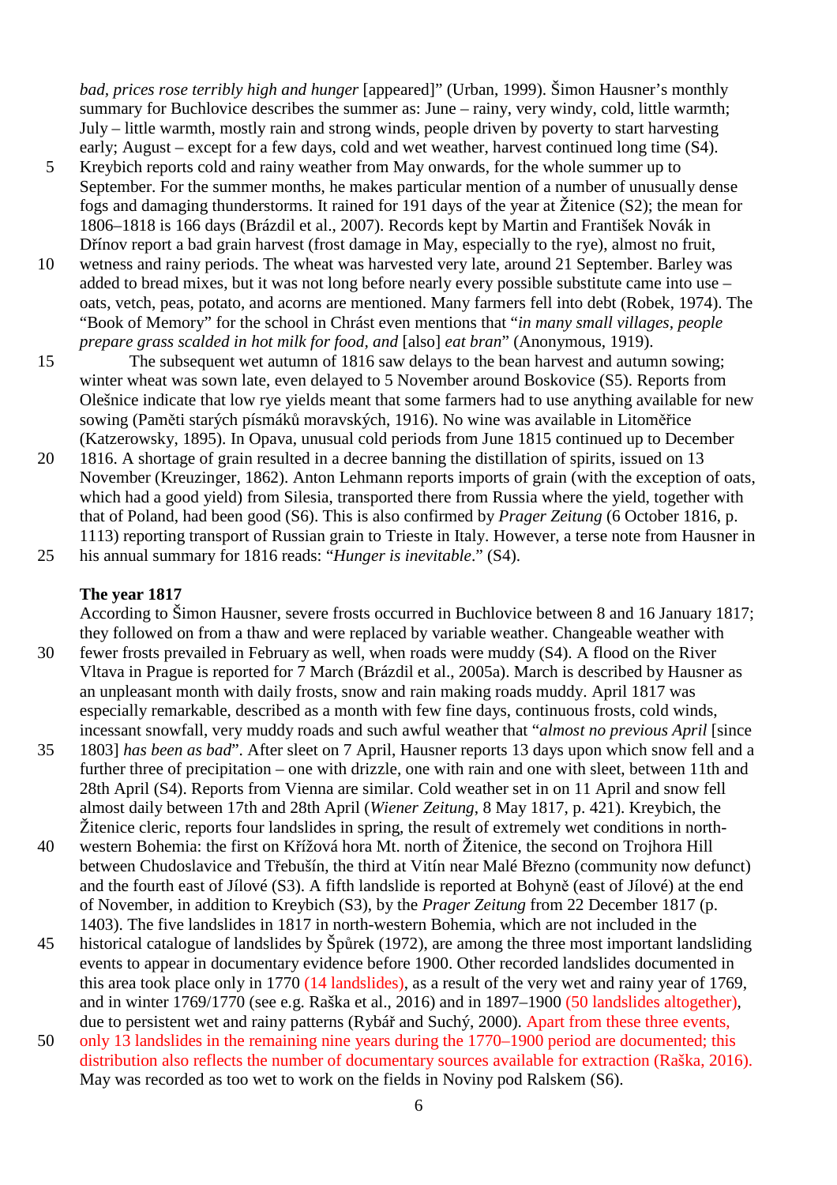*bad, prices rose terribly high and hunger* [appeared]" (Urban, 1999). Šimon Hausner's monthly summary for Buchlovice describes the summer as: June – rainy, very windy, cold, little warmth; July – little warmth, mostly rain and strong winds, people driven by poverty to start harvesting early; August – except for a few days, cold and wet weather, harvest continued long time (S4). Kreybich reports cold and rainy weather from May onwards, for the whole summer up to September. For the summer months, he makes particular mention of a number of unusually dense fogs and damaging thunderstorms. It rained for 191 days of the year at Žitenice (S2); the mean for 1806–1818 is 166 days (Brázdil et al., 2007). Records kept by Martin and František Novák in Dřínov report a bad grain harvest (frost damage in May, especially to the rye), almost no fruit, wetness and rainy periods. The wheat was harvested very late, around 21 September. Barley was added to bread mixes, but it was not long before nearly every possible substitute came into use – oats, vetch, peas, potato, and acorns are mentioned. Many farmers fell into debt (Robek, 1974). The "Book of Memory" for the school in Chrást even mentions that "*in many small villages, people prepare grass scalded in hot milk for food, and* [also] *eat bran*" (Anonymous, 1919).

The subsequent wet autumn of 1816 saw delays to the bean harvest and autumn sowing; winter wheat was sown late, even delayed to 5 November around Boskovice (S5). Reports from Olešnice indicate that low rye yields meant that some farmers had to use anything available for new sowing (Paměti starých písmáků moravských, 1916). No wine was available in Litoměřice (Katzerowsky, 1895). In Opava, unusual cold periods from June 1815 continued up to December 1816. A shortage of grain resulted in a decree banning the distillation of spirits, issued on 13 November (Kreuzinger, 1862). Anton Lehmann reports imports of grain (with the exception of oats, which had a good yield) from Silesia, transported there from Russia where the yield, together with that of Poland, had been good (S6). This is also confirmed by *Prager Zeitung* (6 October 1816, p. 1113) reporting transport of Russian grain to Trieste in Italy. However, a terse note from Hausner in his annual summary for 1816 reads: "*Hunger is inevitable*." (S4).

**The year 1817**

According to Šimon Hausner, severe frosts occurred in Buchlovice between 8 and 16 January 1817; they followed on from a thaw and were replaced by variable weather. Changeable weather with fewer frosts prevailed in February as well, when roads were muddy (S4). A flood on the River Vltava in Prague is reported for 7 March (Brázdil et al., 2005a). March is described by Hausner as an unpleasant month with daily frosts, snow and rain making roads muddy. April 1817 was especially remarkable, described as a month with few fine days, continuous frosts, cold winds, incessant snowfall, very muddy roads and such awful weather that "*almost no previous April* [since 1803] *has been as bad*". After sleet on 7 April, Hausner reports 13 days upon which snow fell and a further three of precipitation – one with drizzle, one with rain and one with sleet, between 11th and 28th April (S4). Reports from Vienna are similar. Cold weather set in on 11 April and snow fell almost daily between 17th and 28th April (*Wiener Zeitung*, 8 May 1817, p. 421). Kreybich, the Žitenice cleric, reports four landslides in spring, the result of extremely wet conditions in north-western Bohemia: the first on Křížová hora Mt. north of Žitenice, the second on Trojhora Hill between Chudoslavice and Třebušín, the third at Vitín near Malé Březno (community now defunct) and the fourth east of Jílové (S3). A fifth landslide is reported at Bohyně (east of Jílové) at the end of November, in addition to Kreybich (S3), by the *Prager Zeitung* from 22 December 1817 (p. 1403). The five landslides in 1817 in north-western Bohemia, which are not included in the historical catalogue of landslides by Špůrek (1972), are among the three most important landsliding events to appear in documentary evidence before 1900. Other recorded landslides documented in this area took place only in 1770 (14 landslides), as a result of the very wet and rainy year of 1769, and in winter 1769/1770 (see e.g. Raška et al., 2016) and in 1897–1900 (50 landslides altogether), due to persistent wet and rainy patterns (Rybář and Suchý, 2000). Apart from these three events, only 13 landslides in the remaining nine years during the 1770–1900 period are documented; this distribution also reflects the number of documentary sources available for extraction (Raška, 2016). May was recorded as too wet to work on the fields in Noviny pod Ralskem (S6).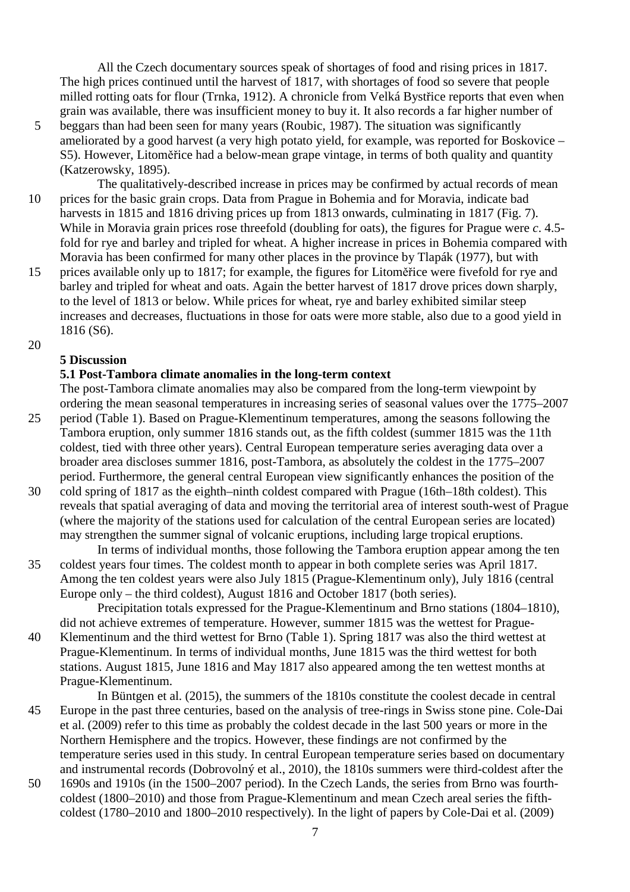All the Czech documentary sources speak of shortages of food and rising prices in 1817. The high prices continued until the harvest of 1817, with shortages of food so severe that people milled rotting oats for flour (Trnka, 1912). A chronicle from Velká Bystřice reports that even when grain was available, there was insufficient money to buy it. It also records a far higher number of beggars than had been seen for many years (Roubic, 1987). The situation was significantly ameliorated by a good harvest (a very high potato yield, for example, was reported for Boskovice – S5). However, Litoměřice had a below-mean grape vintage, in terms of both quality and quantity (Katzerowsky, 1895).

The qualitatively-described increase in prices may be confirmed by actual records of mean prices for the basic grain crops. Data from Prague in Bohemia and for Moravia, indicate bad harvests in 1815 and 1816 driving prices up from 1813 onwards, culminating in 1817 (Fig. 7). While in Moravia grain prices rose threefold (doubling for oats), the figures for Prague were *c*. 4.5-fold for rye and barley and tripled for wheat. A higher increase in prices in Bohemia compared with Moravia has been confirmed for many other places in the province by Tlapák (1977), but with prices available only up to 1817; for example, the figures for Litoměřice were fivefold for rye and barley and tripled for wheat and oats. Again the better harvest of 1817 drove prices down sharply, to the level of 1813 or below. While prices for wheat, rye and barley exhibited similar steep increases and decreases, fluctuations in those for oats were more stable, also due to a good yield in 1816 (S6).

## 5 Discussion

### 5.1 Post-Tambora climate anomalies in the long-term context

The post-Tambora climate anomalies may also be compared from the long-term viewpoint by ordering the mean seasonal temperatures in increasing series of seasonal values over the 1775–2007 period (Table 1). Based on Prague-Klementinum temperatures, among the seasons following the Tambora eruption, only summer 1816 stands out, as the fifth coldest (summer 1815 was the 11th coldest, tied with three other years). Central European temperature series averaging data over a broader area discloses summer 1816, post-Tambora, as absolutely the coldest in the 1775–2007 period. Furthermore, the general central European view significantly enhances the position of the cold spring of 1817 as the eighth–ninth coldest compared with Prague (16th–18th coldest). This reveals that spatial averaging of data and moving the territorial area of interest south-west of Prague (where the majority of the stations used for calculation of the central European series are located) may strengthen the summer signal of volcanic eruptions, including large tropical eruptions.

In terms of individual months, those following the Tambora eruption appear among the ten coldest years four times. The coldest month to appear in both complete series was April 1817. Among the ten coldest years were also July 1815 (Prague-Klementinum only), July 1816 (central Europe only – the third coldest), August 1816 and October 1817 (both series).

Precipitation totals expressed for the Prague-Klementinum and Brno stations (1804–1810), did not achieve extremes of temperature. However, summer 1815 was the wettest for Prague-Klementinum and the third wettest for Brno (Table 1). Spring 1817 was also the third wettest at Prague-Klementinum. In terms of individual months, June 1815 was the third wettest for both stations. August 1815, June 1816 and May 1817 also appeared among the ten wettest months at Prague-Klementinum.

In Büntgen et al. (2015), the summers of the 1810s constitute the coolest decade in central Europe in the past three centuries, based on the analysis of tree-rings in Swiss stone pine. Cole-Dai et al. (2009) refer to this time as probably the coldest decade in the last 500 years or more in the Northern Hemisphere and the tropics. However, these findings are not confirmed by the temperature series used in this study. In central European temperature series based on documentary and instrumental records (Dobrovolný et al., 2010), the 1810s summers were third-coldest after the 1690s and 1910s (in the 1500–2007 period). In the Czech Lands, the series from Brno was fourth-coldest (1800–2010) and those from Prague-Klementinum and mean Czech areal series the fifth-coldest (1780–2010 and 1800–2010 respectively). In the light of papers by Cole-Dai et al. (2009)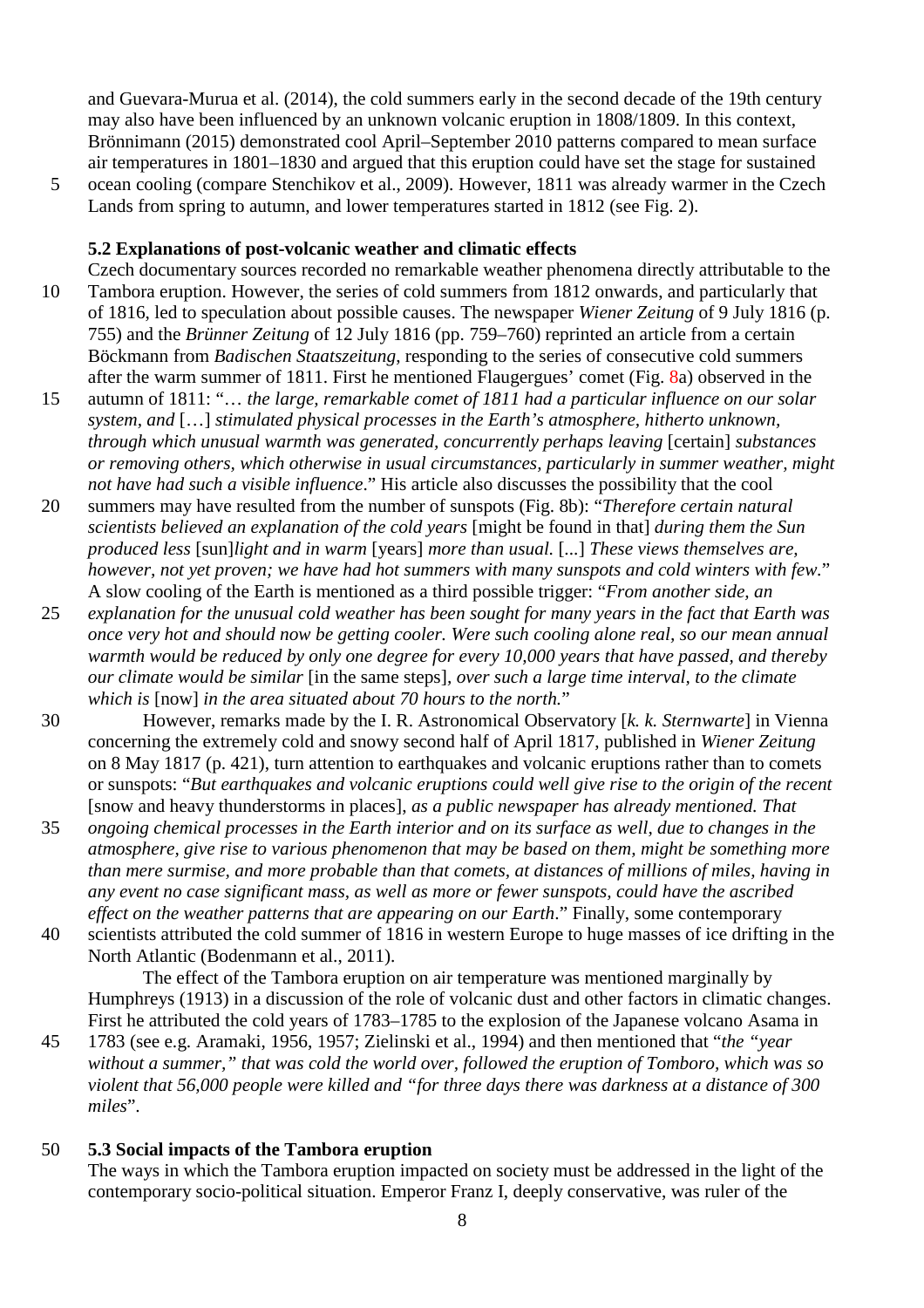and Guevara-Murua et al. (2014), the cold summers early in the second decade of the 19th century may also have been influenced by an unknown volcanic eruption in 1808/1809. In this context, Brönnimann (2015) demonstrated cool April–September 2010 patterns compared to mean surface air temperatures in 1801–1830 and argued that this eruption could have set the stage for sustained ocean cooling (compare Stenchikov et al., 2009). However, 1811 was already warmer in the Czech Lands from spring to autumn, and lower temperatures started in 1812 (see Fig. 2).

### 5.2 Explanations of post-volcanic weather and climatic effects

Czech documentary sources recorded no remarkable weather phenomena directly attributable to the Tambora eruption. However, the series of cold summers from 1812 onwards, and particularly that of 1816, led to speculation about possible causes. The newspaper *Wiener Zeitung* of 9 July 1816 (p. 755) and the *Brünner Zeitung* of 12 July 1816 (pp. 759–760) reprinted an article from a certain Böckmann from *Badischen Staatszeitung*, responding to the series of consecutive cold summers after the warm summer of 1811. First he mentioned Flaugergues' comet (Fig. 8a) observed in the autumn of 1811: "*… the large, remarkable comet of 1811 had a particular influence on our solar system, and* […] *stimulated physical processes in the Earth's atmosphere, hitherto unknown, through which unusual warmth was generated, concurrently perhaps leaving* [certain] *substances or removing others, which otherwise in usual circumstances, particularly in summer weather, might not have had such a visible influence*." His article also discusses the possibility that the cool summers may have resulted from the number of sunspots (Fig. 8b): "*Therefore certain natural scientists believed an explanation of the cold years* [might be found in that] *during them the Sun produced less* [sun]*light and in warm* [years] *more than usual.* [...] *These views themselves are, however, not yet proven; we have had hot summers with many sunspots and cold winters with few.*" A slow cooling of the Earth is mentioned as a third possible trigger: "*From another side, an explanation for the unusual cold weather has been sought for many years in the fact that Earth was once very hot and should now be getting cooler. Were such cooling alone real, so our mean annual warmth would be reduced by only one degree for every 10,000 years that have passed, and thereby our climate would be similar* [in the same steps], *over such a large time interval, to the climate which is* [now] *in the area situated about 70 hours to the north.*"

However, remarks made by the I. R. Astronomical Observatory [*k. k. Sternwarte*] in Vienna concerning the extremely cold and snowy second half of April 1817, published in *Wiener Zeitung* on 8 May 1817 (p. 421), turn attention to earthquakes and volcanic eruptions rather than to comets or sunspots: "*But earthquakes and volcanic eruptions could well give rise to the origin of the recent* [snow and heavy thunderstorms in places], *as a public newspaper has already mentioned. That ongoing chemical processes in the Earth interior and on its surface as well, due to changes in the atmosphere, give rise to various phenomenon that may be based on them, might be something more than mere surmise, and more probable than that comets, at distances of millions of miles, having in any event no case significant mass, as well as more or fewer sunspots, could have the ascribed effect on the weather patterns that are appearing on our Earth*." Finally, some contemporary scientists attributed the cold summer of 1816 in western Europe to huge masses of ice drifting in the North Atlantic (Bodenmann et al., 2011).

The effect of the Tambora eruption on air temperature was mentioned marginally by Humphreys (1913) in a discussion of the role of volcanic dust and other factors in climatic changes. First he attributed the cold years of 1783–1785 to the explosion of the Japanese volcano Asama in 1783 (see e.g. Aramaki, 1956, 1957; Zielinski et al., 1994) and then mentioned that "*the "year without a summer," that was cold the world over, followed the eruption of Tomboro, which was so violent that 56,000 people were killed and "for three days there was darkness at a distance of 300 miles*".

### 5.3 Social impacts of the Tambora eruption

The ways in which the Tambora eruption impacted on society must be addressed in the light of the contemporary socio-political situation. Emperor Franz I, deeply conservative, was ruler of the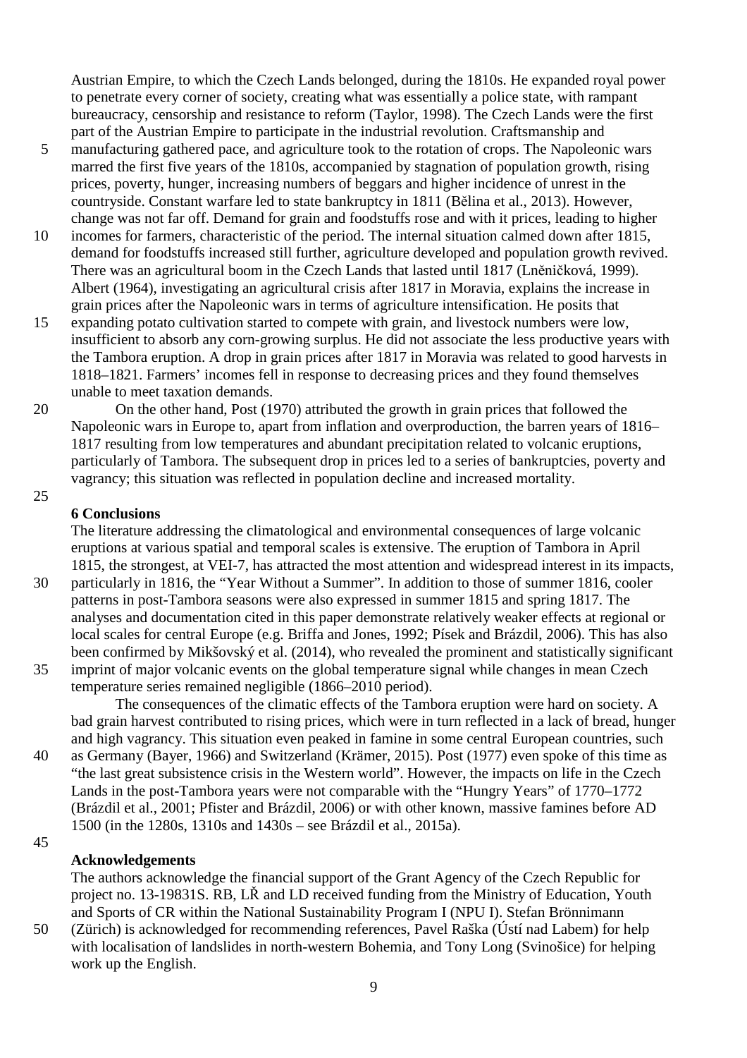Austrian Empire, to which the Czech Lands belonged, during the 1810s. He expanded royal power to penetrate every corner of society, creating what was essentially a police state, with rampant bureaucracy, censorship and resistance to reform (Taylor, 1998). The Czech Lands were the first part of the Austrian Empire to participate in the industrial revolution. Craftsmanship and manufacturing gathered pace, and agriculture took to the rotation of crops. The Napoleonic wars marred the first five years of the 1810s, accompanied by stagnation of population growth, rising prices, poverty, hunger, increasing numbers of beggars and higher incidence of unrest in the countryside. Constant warfare led to state bankruptcy in 1811 (Bělina et al., 2013). However, change was not far off. Demand for grain and foodstuffs rose and with it prices, leading to higher incomes for farmers, characteristic of the period. The internal situation calmed down after 1815, demand for foodstuffs increased still further, agriculture developed and population growth revived. There was an agricultural boom in the Czech Lands that lasted until 1817 (Lněničková, 1999). Albert (1964), investigating an agricultural crisis after 1817 in Moravia, explains the increase in grain prices after the Napoleonic wars in terms of agriculture intensification. He posits that expanding potato cultivation started to compete with grain, and livestock numbers were low, insufficient to absorb any corn-growing surplus. He did not associate the less productive years with the Tambora eruption. A drop in grain prices after 1817 in Moravia was related to good harvests in 1818–1821. Farmers' incomes fell in response to decreasing prices and they found themselves unable to meet taxation demands.

On the other hand, Post (1970) attributed the growth in grain prices that followed the Napoleonic wars in Europe to, apart from inflation and overproduction, the barren years of 1816–1817 resulting from low temperatures and abundant precipitation related to volcanic eruptions, particularly of Tambora. The subsequent drop in prices led to a series of bankruptcies, poverty and vagrancy; this situation was reflected in population decline and increased mortality.

## 6 Conclusions

The literature addressing the climatological and environmental consequences of large volcanic eruptions at various spatial and temporal scales is extensive. The eruption of Tambora in April 1815, the strongest, at VEI-7, has attracted the most attention and widespread interest in its impacts, particularly in 1816, the "Year Without a Summer". In addition to those of summer 1816, cooler patterns in post-Tambora seasons were also expressed in summer 1815 and spring 1817. The analyses and documentation cited in this paper demonstrate relatively weaker effects at regional or local scales for central Europe (e.g. Briffa and Jones, 1992; Písek and Brázdil, 2006). This has also been confirmed by Mikšovský et al. (2014), who revealed the prominent and statistically significant imprint of major volcanic events on the global temperature signal while changes in mean Czech temperature series remained negligible (1866–2010 period).

The consequences of the climatic effects of the Tambora eruption were hard on society. A bad grain harvest contributed to rising prices, which were in turn reflected in a lack of bread, hunger and high vagrancy. This situation even peaked in famine in some central European countries, such as Germany (Bayer, 1966) and Switzerland (Krämer, 2015). Post (1977) even spoke of this time as "the last great subsistence crisis in the Western world". However, the impacts on life in the Czech Lands in the post-Tambora years were not comparable with the "Hungry Years" of 1770–1772 (Brázdil et al., 2001; Pfister and Brázdil, 2006) or with other known, massive famines before AD 1500 (in the 1280s, 1310s and 1430s – see Brázdil et al., 2015a).

## Acknowledgements

The authors acknowledge the financial support of the Grant Agency of the Czech Republic for project no. 13-19831S. RB, LŘ and LD received funding from the Ministry of Education, Youth and Sports of CR within the National Sustainability Program I (NPU I). Stefan Brönnimann (Zürich) is acknowledged for recommending references, Pavel Raška (Ústí nad Labem) for help with localisation of landslides in north-western Bohemia, and Tony Long (Svinošice) for helping work up the English.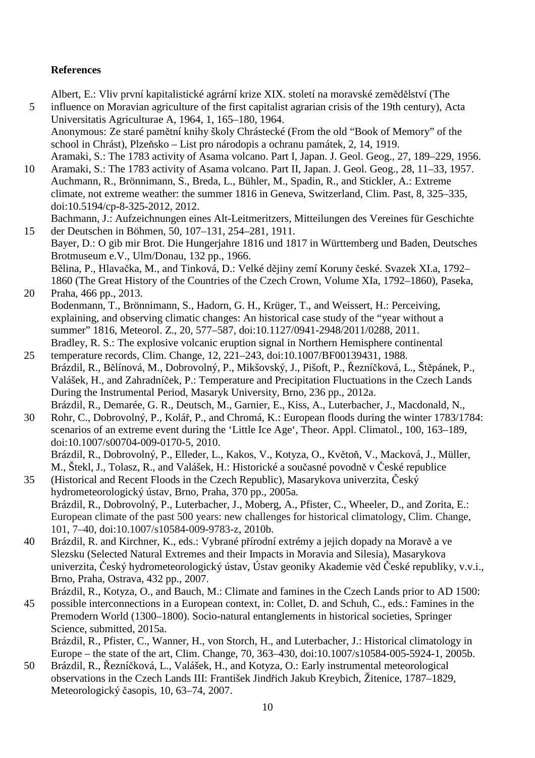**References**

Albert, E.: Vliv první kapitalistické agrární krize XIX. století na moravské zemědělství (The influence on Moravian agriculture of the first capitalist agrarian crisis of the 19th century), Acta Universitatis Agriculturae A, 1964, 1, 165–180, 1964.

Anonymous: Ze staré pamětní knihy školy Chrástecké (From the old "Book of Memory" of the school in Chrást), Plzeňsko – List pro národopis a ochranu památek, 2, 14, 1919.

Aramaki, S.: The 1783 activity of Asama volcano. Part I, Japan. J. Geol. Geog., 27, 189–229, 1956.

Aramaki, S.: The 1783 activity of Asama volcano. Part II, Japan. J. Geol. Geog., 28, 11–33, 1957.

Auchmann, R., Brönnimann, S., Breda, L., Bühler, M., Spadin, R., and Stickler, A.: Extreme climate, not extreme weather: the summer 1816 in Geneva, Switzerland, Clim. Past, 8, 325–335, doi:10.5194/cp-8-325-2012, 2012.

Bachmann, J.: Aufzeichnungen eines Alt-Leitmeritzers, Mitteilungen des Vereines für Geschichte der Deutschen in Böhmen, 50, 107–131, 254–281, 1911.

Bayer, D.: O gib mir Brot. Die Hungerjahre 1816 und 1817 in Württemberg und Baden, Deutsches Brotmuseum e.V., Ulm/Donau, 132 pp., 1966.

Bělina, P., Hlavačka, M., and Tinková, D.: Velké dějiny zemí Koruny české. Svazek XI.a, 1792–1860 (The Great History of the Countries of the Czech Crown, Volume XIa, 1792–1860), Paseka, Praha, 466 pp., 2013.

Bodenmann, T., Brönnimann, S., Hadorn, G. H., Krüger, T., and Weissert, H.: Perceiving, explaining, and observing climatic changes: An historical case study of the "year without a summer" 1816, Meteorol. Z., 20, 577–587, doi:10.1127/0941-2948/2011/0288, 2011.

Bradley, R. S.: The explosive volcanic eruption signal in Northern Hemisphere continental temperature records, Clim. Change, 12, 221–243, doi:10.1007/BF00139431, 1988.

Brázdil, R., Bělínová, M., Dobrovolný, P., Mikšovský, J., Pišoft, P., Řezníčková, L., Štěpánek, P., Valášek, H., and Zahradníček, P.: Temperature and Precipitation Fluctuations in the Czech Lands During the Instrumental Period, Masaryk University, Brno, 236 pp., 2012a.

Brázdil, R., Demarée, G. R., Deutsch, M., Garnier, E., Kiss, A., Luterbacher, J., Macdonald, N., Rohr, C., Dobrovolný, P., Kolář, P., and Chromá, K.: European floods during the winter 1783/1784: scenarios of an extreme event during the 'Little Ice Age', Theor. Appl. Climatol., 100, 163–189, doi:10.1007/s00704-009-0170-5, 2010.

Brázdil, R., Dobrovolný, P., Elleder, L., Kakos, V., Kotyza, O., Květoň, V., Macková, J., Müller, M., Štekl, J., Tolasz, R., and Valášek, H.: Historické a současné povodně v České republice (Historical and Recent Floods in the Czech Republic), Masarykova univerzita, Český hydrometeorologický ústav, Brno, Praha, 370 pp., 2005a.

Brázdil, R., Dobrovolný, P., Luterbacher, J., Moberg, A., Pfister, C., Wheeler, D., and Zorita, E.: European climate of the past 500 years: new challenges for historical climatology, Clim. Change, 101, 7–40, doi:10.1007/s10584-009-9783-z, 2010b.

Brázdil, R. and Kirchner, K., eds.: Vybrané přírodní extrémy a jejich dopady na Moravě a ve Slezsku (Selected Natural Extremes and their Impacts in Moravia and Silesia), Masarykova univerzita, Český hydrometeorologický ústav, Ústav geoniky Akademie věd České republiky, v.v.i., Brno, Praha, Ostrava, 432 pp., 2007.

Brázdil, R., Kotyza, O., and Bauch, M.: Climate and famines in the Czech Lands prior to AD 1500: possible interconnections in a European context, in: Collet, D. and Schuh, C., eds.: Famines in the Premodern World (1300–1800). Socio-natural entanglements in historical societies, Springer Science, submitted, 2015a.

Brázdil, R., Pfister, C., Wanner, H., von Storch, H., and Luterbacher, J.: Historical climatology in Europe – the state of the art, Clim. Change, 70, 363–430, doi:10.1007/s10584-005-5924-1, 2005b.

Brázdil, R., Řezníčková, L., Valášek, H., and Kotyza, O.: Early instrumental meteorological observations in the Czech Lands III: František Jindřich Jakub Kreybich, Žitenice, 1787–1829, Meteorologický časopis, 10, 63–74, 2007.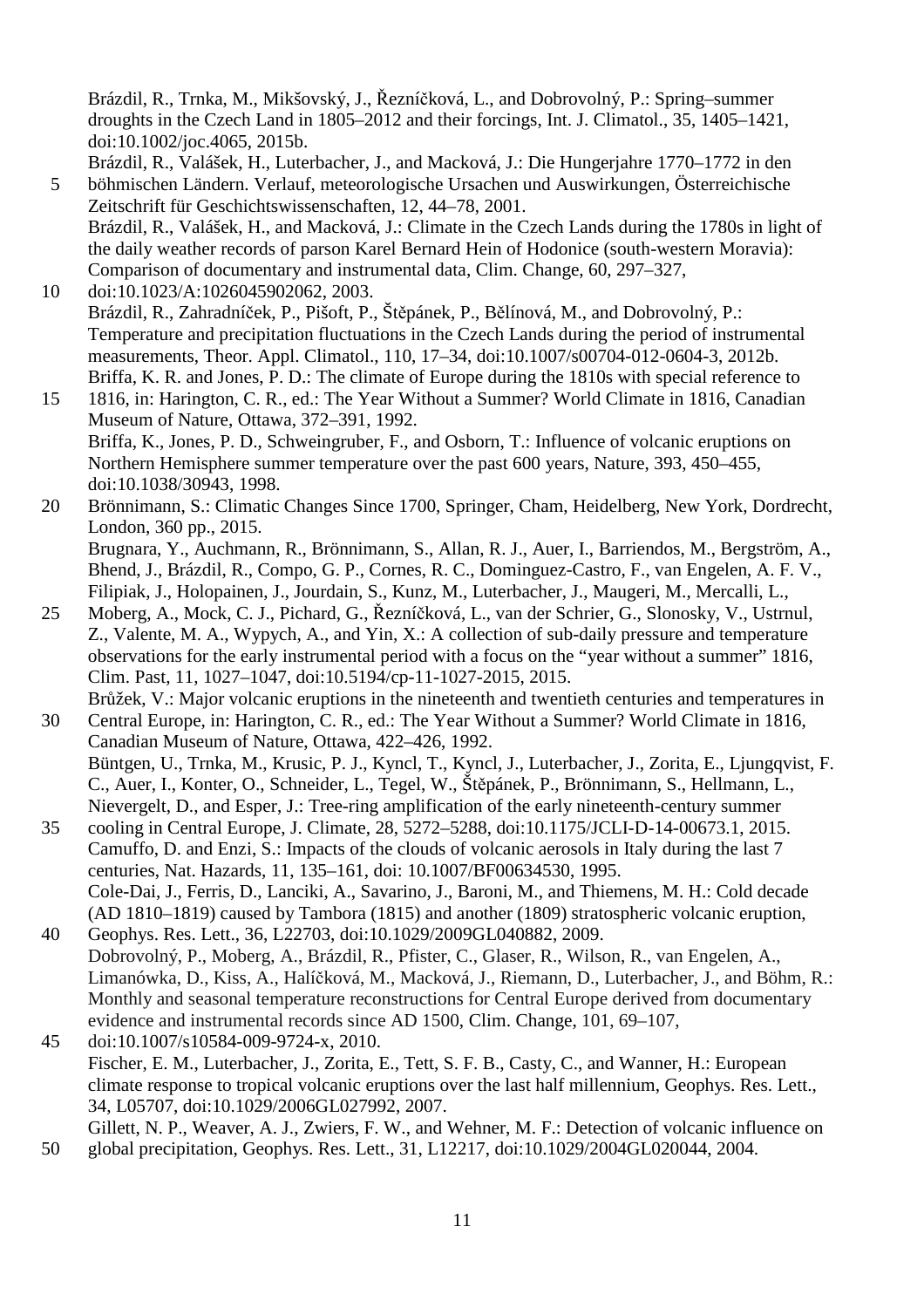Brázdil, R., Trnka, M., Mikšovský, J., Řezníčková, L., and Dobrovolný, P.: Spring–summer droughts in the Czech Land in 1805–2012 and their forcings, Int. J. Climatol., 35, 1405–1421, doi:10.1002/joc.4065, 2015b.

Brázdil, R., Valášek, H., Luterbacher, J., and Macková, J.: Die Hungerjahre 1770–1772 in den böhmischen Ländern. Verlauf, meteorologische Ursachen und Auswirkungen, Österreichische Zeitschrift für Geschichtswissenschaften, 12, 44–78, 2001.

Brázdil, R., Valášek, H., and Macková, J.: Climate in the Czech Lands during the 1780s in light of the daily weather records of parson Karel Bernard Hein of Hodonice (south-western Moravia): Comparison of documentary and instrumental data, Clim. Change, 60, 297–327, doi:10.1023/A:1026045902062, 2003.

Brázdil, R., Zahradníček, P., Pišoft, P., Štěpánek, P., Bělínová, M., and Dobrovolný, P.: Temperature and precipitation fluctuations in the Czech Lands during the period of instrumental measurements, Theor. Appl. Climatol., 110, 17–34, doi:10.1007/s00704-012-0604-3, 2012b.

Briffa, K. R. and Jones, P. D.: The climate of Europe during the 1810s with special reference to 1816, in: Harington, C. R., ed.: The Year Without a Summer? World Climate in 1816, Canadian Museum of Nature, Ottawa, 372–391, 1992.

Briffa, K., Jones, P. D., Schweingruber, F., and Osborn, T.: Influence of volcanic eruptions on Northern Hemisphere summer temperature over the past 600 years, Nature, 393, 450–455, doi:10.1038/30943, 1998.

Brönnimann, S.: Climatic Changes Since 1700, Springer, Cham, Heidelberg, New York, Dordrecht, London, 360 pp., 2015.

Brugnara, Y., Auchmann, R., Brönnimann, S., Allan, R. J., Auer, I., Barriendos, M., Bergström, A., Bhend, J., Brázdil, R., Compo, G. P., Cornes, R. C., Dominguez-Castro, F., van Engelen, A. F. V., Filipiak, J., Holopainen, J., Jourdain, S., Kunz, M., Luterbacher, J., Maugeri, M., Mercalli, L., Moberg, A., Mock, C. J., Pichard, G., Řezníčková, L., van der Schrier, G., Slonosky, V., Ustrnul, Z., Valente, M. A., Wypych, A., and Yin, X.: A collection of sub-daily pressure and temperature observations for the early instrumental period with a focus on the "year without a summer" 1816, Clim. Past, 11, 1027–1047, doi:10.5194/cp-11-1027-2015, 2015.

Brůžek, V.: Major volcanic eruptions in the nineteenth and twentieth centuries and temperatures in Central Europe, in: Harington, C. R., ed.: The Year Without a Summer? World Climate in 1816, Canadian Museum of Nature, Ottawa, 422–426, 1992.

Büntgen, U., Trnka, M., Krusic, P. J., Kyncl, T., Kyncl, J., Luterbacher, J., Zorita, E., Ljungqvist, F. C., Auer, I., Konter, O., Schneider, L., Tegel, W., Štěpánek, P., Brönnimann, S., Hellmann, L., Nievergelt, D., and Esper, J.: Tree-ring amplification of the early nineteenth-century summer cooling in Central Europe, J. Climate, 28, 5272–5288, doi:10.1175/JCLI-D-14-00673.1, 2015.

Camuffo, D. and Enzi, S.: Impacts of the clouds of volcanic aerosols in Italy during the last 7 centuries, Nat. Hazards, 11, 135–161, doi: 10.1007/BF00634530, 1995.

Cole-Dai, J., Ferris, D., Lanciki, A., Savarino, J., Baroni, M., and Thiemens, M. H.: Cold decade (AD 1810–1819) caused by Tambora (1815) and another (1809) stratospheric volcanic eruption, Geophys. Res. Lett., 36, L22703, doi:10.1029/2009GL040882, 2009.

Dobrovolný, P., Moberg, A., Brázdil, R., Pfister, C., Glaser, R., Wilson, R., van Engelen, A., Limanówka, D., Kiss, A., Halíčková, M., Macková, J., Riemann, D., Luterbacher, J., and Böhm, R.: Monthly and seasonal temperature reconstructions for Central Europe derived from documentary evidence and instrumental records since AD 1500, Clim. Change, 101, 69–107, doi:10.1007/s10584-009-9724-x, 2010.

Fischer, E. M., Luterbacher, J., Zorita, E., Tett, S. F. B., Casty, C., and Wanner, H.: European climate response to tropical volcanic eruptions over the last half millennium, Geophys. Res. Lett., 34, L05707, doi:10.1029/2006GL027992, 2007.

Gillett, N. P., Weaver, A. J., Zwiers, F. W., and Wehner, M. F.: Detection of volcanic influence on global precipitation, Geophys. Res. Lett., 31, L12217, doi:10.1029/2004GL020044, 2004.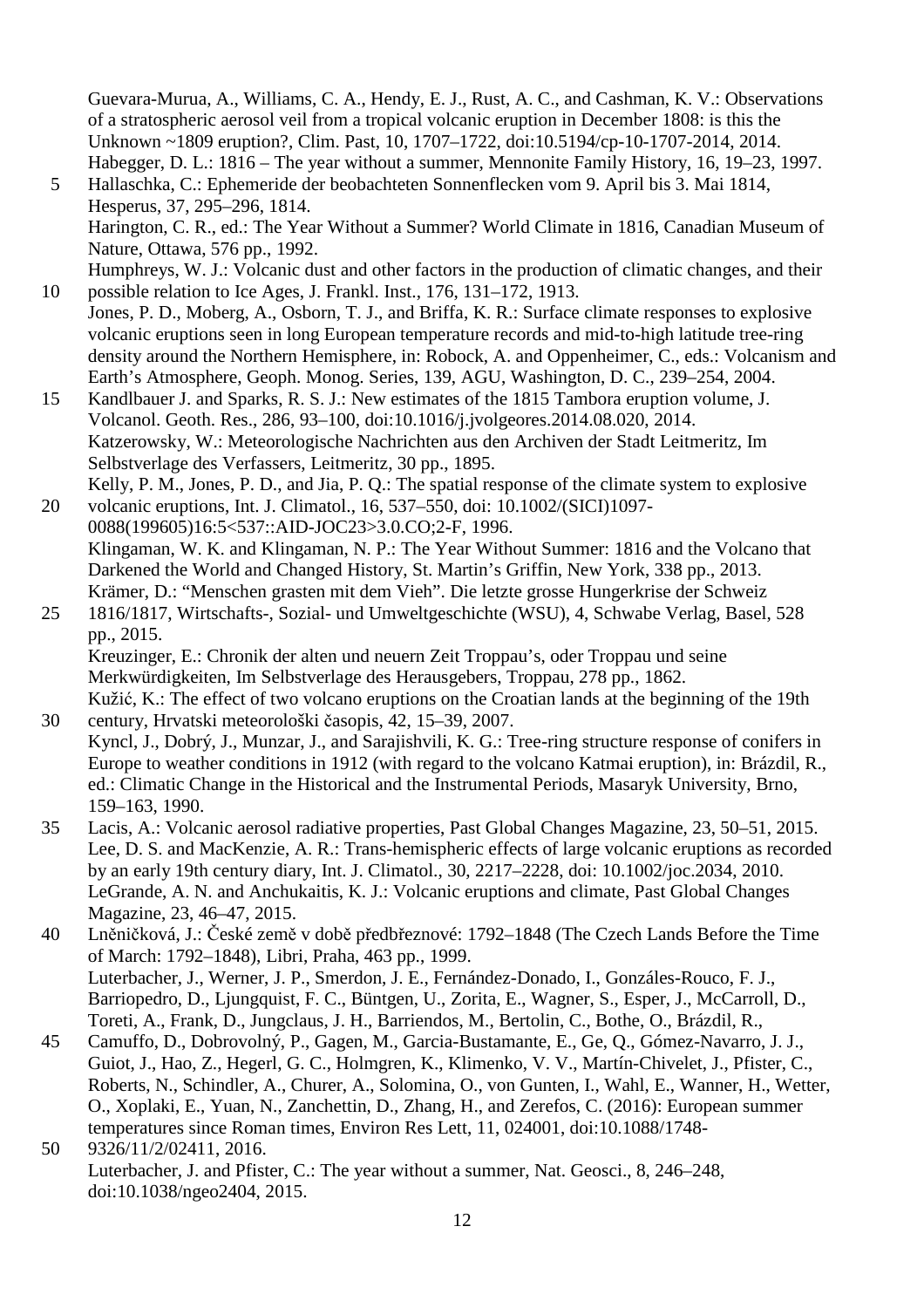Guevara-Murua, A., Williams, C. A., Hendy, E. J., Rust, A. C., and Cashman, K. V.: Observations of a stratospheric aerosol veil from a tropical volcanic eruption in December 1808: is this the Unknown ~1809 eruption?, Clim. Past, 10, 1707–1722, doi:10.5194/cp-10-1707-2014, 2014.

Habegger, D. L.: 1816 – The year without a summer, Mennonite Family History, 16, 19–23, 1997.

Hallaschka, C.: Ephemeride der beobachteten Sonnenflecken vom 9. April bis 3. Mai 1814, Hesperus, 37, 295–296, 1814.

Harington, C. R., ed.: The Year Without a Summer? World Climate in 1816, Canadian Museum of Nature, Ottawa, 576 pp., 1992.

Humphreys, W. J.: Volcanic dust and other factors in the production of climatic changes, and their possible relation to Ice Ages, J. Frankl. Inst., 176, 131–172, 1913.

Jones, P. D., Moberg, A., Osborn, T. J., and Briffa, K. R.: Surface climate responses to explosive volcanic eruptions seen in long European temperature records and mid-to-high latitude tree-ring density around the Northern Hemisphere, in: Robock, A. and Oppenheimer, C., eds.: Volcanism and Earth's Atmosphere, Geoph. Monog. Series, 139, AGU, Washington, D. C., 239–254, 2004.

Kandlbauer J. and Sparks, R. S. J.: New estimates of the 1815 Tambora eruption volume, J. Volcanol. Geoth. Res., 286, 93–100, doi:10.1016/j.jvolgeores.2014.08.020, 2014.

Katzerowsky, W.: Meteorologische Nachrichten aus den Archiven der Stadt Leitmeritz, Im Selbstverlage des Verfassers, Leitmeritz, 30 pp., 1895.

Kelly, P. M., Jones, P. D., and Jia, P. Q.: The spatial response of the climate system to explosive volcanic eruptions, Int. J. Climatol., 16, 537–550, doi: 10.1002/(SICI)1097-0088(199605)16:5<537::AID-JOC23>3.0.CO;2-F, 1996.

Klingaman, W. K. and Klingaman, N. P.: The Year Without Summer: 1816 and the Volcano that Darkened the World and Changed History, St. Martin's Griffin, New York, 338 pp., 2013.

Krämer, D.: "Menschen grasten mit dem Vieh". Die letzte grosse Hungerkrise der Schweiz 1816/1817, Wirtschafts-, Sozial- und Umweltgeschichte (WSU), 4, Schwabe Verlag, Basel, 528 pp., 2015.

Kreuzinger, E.: Chronik der alten und neuern Zeit Troppau's, oder Troppau und seine Merkwürdigkeiten, Im Selbstverlage des Herausgebers, Troppau, 278 pp., 1862.

Kužić, K.: The effect of two volcano eruptions on the Croatian lands at the beginning of the 19th century, Hrvatski meteorološki časopis, 42, 15–39, 2007.

Kyncl, J., Dobrý, J., Munzar, J., and Sarajishvili, K. G.: Tree-ring structure response of conifers in Europe to weather conditions in 1912 (with regard to the volcano Katmai eruption), in: Brázdil, R., ed.: Climatic Change in the Historical and the Instrumental Periods, Masaryk University, Brno, 159–163, 1990.

Lacis, A.: Volcanic aerosol radiative properties, Past Global Changes Magazine, 23, 50–51, 2015.

Lee, D. S. and MacKenzie, A. R.: Trans-hemispheric effects of large volcanic eruptions as recorded by an early 19th century diary, Int. J. Climatol., 30, 2217–2228, doi: 10.1002/joc.2034, 2010.

LeGrande, A. N. and Anchukaitis, K. J.: Volcanic eruptions and climate, Past Global Changes Magazine, 23, 46–47, 2015.

Lněničková, J.: České země v době předbřeznové: 1792–1848 (The Czech Lands Before the Time of March: 1792–1848), Libri, Praha, 463 pp., 1999.

Luterbacher, J., Werner, J. P., Smerdon, J. E., Fernández-Donado, I., Gonzáles-Rouco, F. J., Barriopedro, D., Ljungquist, F. C., Büntgen, U., Zorita, E., Wagner, S., Esper, J., McCarroll, D., Toreti, A., Frank, D., Jungclaus, J. H., Barriendos, M., Bertolin, C., Bothe, O., Brázdil, R., Camuffo, D., Dobrovolný, P., Gagen, M., Garcia-Bustamante, E., Ge, Q., Gómez-Navarro, J. J., Guiot, J., Hao, Z., Hegerl, G. C., Holmgren, K., Klimenko, V. V., Martín-Chivelet, J., Pfister, C., Roberts, N., Schindler, A., Churer, A., Solomina, O., von Gunten, I., Wahl, E., Wanner, H., Wetter, O., Xoplaki, E., Yuan, N., Zanchettin, D., Zhang, H., and Zerefos, C. (2016): European summer temperatures since Roman times, Environ Res Lett, 11, 024001, doi:10.1088/1748-9326/11/2/02411, 2016.

Luterbacher, J. and Pfister, C.: The year without a summer, Nat. Geosci., 8, 246–248, doi:10.1038/ngeo2404, 2015.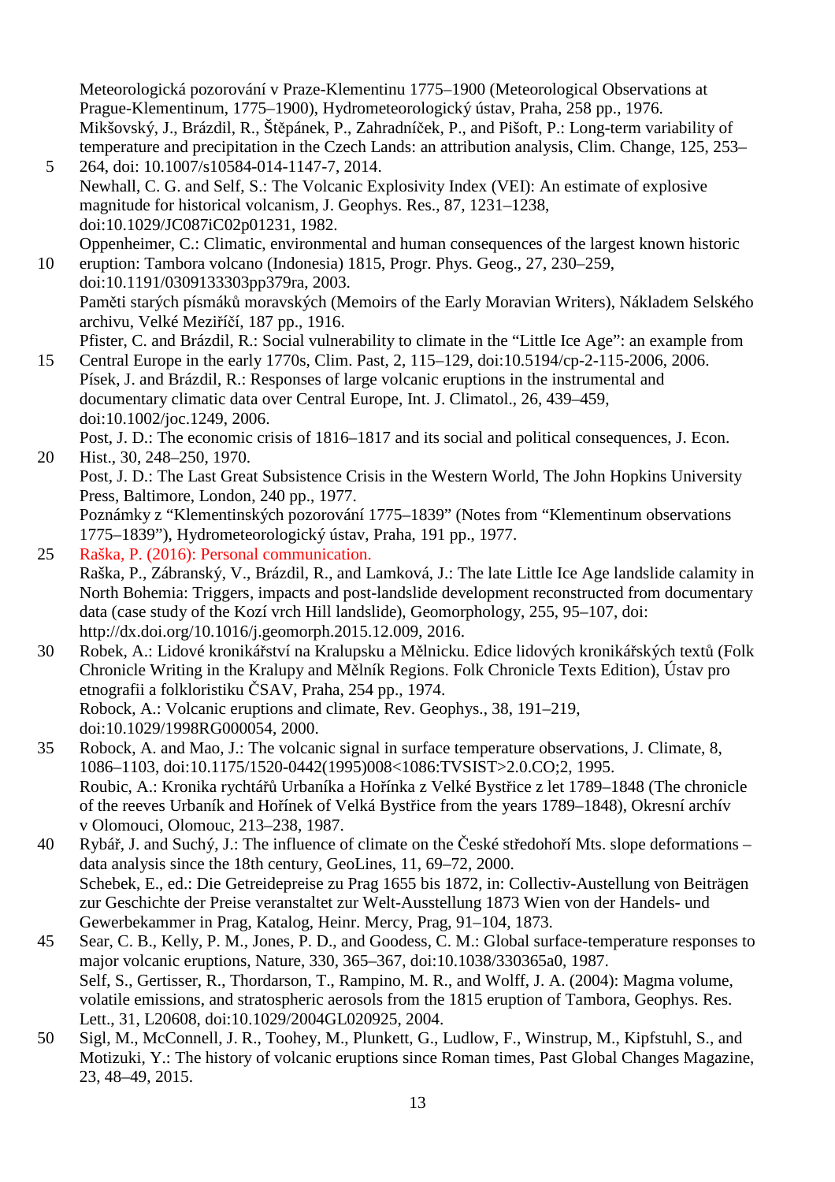Meteorologická pozorování v Praze-Klementinu 1775–1900 (Meteorological Observations at Prague-Klementinum, 1775–1900), Hydrometeorologický ústav, Praha, 258 pp., 1976.

Mikšovský, J., Brázdil, R., Štěpánek, P., Zahradníček, P., and Pišoft, P.: Long-term variability of temperature and precipitation in the Czech Lands: an attribution analysis, Clim. Change, 125, 253–264, doi: 10.1007/s10584-014-1147-7, 2014.

Newhall, C. G. and Self, S.: The Volcanic Explosivity Index (VEI): An estimate of explosive magnitude for historical volcanism, J. Geophys. Res., 87, 1231–1238, doi:10.1029/JC087iC02p01231, 1982.

Oppenheimer, C.: Climatic, environmental and human consequences of the largest known historic eruption: Tambora volcano (Indonesia) 1815, Progr. Phys. Geog., 27, 230–259, doi:10.1191/0309133303pp379ra, 2003.

Paměti starých písmáků moravských (Memoirs of the Early Moravian Writers), Nákladem Selského archivu, Velké Meziříčí, 187 pp., 1916.

Pfister, C. and Brázdil, R.: Social vulnerability to climate in the "Little Ice Age": an example from Central Europe in the early 1770s, Clim. Past, 2, 115–129, doi:10.5194/cp-2-115-2006, 2006.

Písek, J. and Brázdil, R.: Responses of large volcanic eruptions in the instrumental and documentary climatic data over Central Europe, Int. J. Climatol., 26, 439–459, doi:10.1002/joc.1249, 2006.

Post, J. D.: The economic crisis of 1816–1817 and its social and political consequences, J. Econ. Hist., 30, 248–250, 1970.

Post, J. D.: The Last Great Subsistence Crisis in the Western World, The John Hopkins University Press, Baltimore, London, 240 pp., 1977.

Poznámky z "Klementinských pozorování 1775–1839" (Notes from "Klementinum observations 1775–1839"), Hydrometeorologický ústav, Praha, 191 pp., 1977.

Raška, P. (2016): Personal communication.

Raška, P., Zábranský, V., Brázdil, R., and Lamková, J.: The late Little Ice Age landslide calamity in North Bohemia: Triggers, impacts and post-landslide development reconstructed from documentary data (case study of the Kozí vrch Hill landslide), Geomorphology, 255, 95–107, doi: http://dx.doi.org/10.1016/j.geomorph.2015.12.009, 2016.

Robek, A.: Lidové kronikářství na Kralupsku a Mělnicku. Edice lidových kronikářských textů (Folk Chronicle Writing in the Kralupy and Mělník Regions. Folk Chronicle Texts Edition), Ústav pro etnografii a folkloristiku ČSAV, Praha, 254 pp., 1974.

Robock, A.: Volcanic eruptions and climate, Rev. Geophys., 38, 191–219, doi:10.1029/1998RG000054, 2000.

Robock, A. and Mao, J.: The volcanic signal in surface temperature observations, J. Climate, 8, 1086–1103, doi:10.1175/1520-0442(1995)008<1086:TVSIST>2.0.CO;2, 1995.

Roubic, A.: Kronika rychtářů Urbaníka a Hořínka z Velké Bystřice z let 1789–1848 (The chronicle of the reeves Urbaník and Hořínek of Velká Bystřice from the years 1789–1848), Okresní archív v Olomouci, Olomouc, 213–238, 1987.

Rybář, J. and Suchý, J.: The influence of climate on the České středohoří Mts. slope deformations – data analysis since the 18th century, GeoLines, 11, 69–72, 2000.

Schebek, E., ed.: Die Getreidepreise zu Prag 1655 bis 1872, in: Collectiv-Austellung von Beiträgen zur Geschichte der Preise veranstaltet zur Welt-Ausstellung 1873 Wien von der Handels- und Gewerbekammer in Prag, Katalog, Heinr. Mercy, Prag, 91–104, 1873.

Sear, C. B., Kelly, P. M., Jones, P. D., and Goodess, C. M.: Global surface-temperature responses to major volcanic eruptions, Nature, 330, 365–367, doi:10.1038/330365a0, 1987.

Self, S., Gertisser, R., Thordarson, T., Rampino, M. R., and Wolff, J. A. (2004): Magma volume, volatile emissions, and stratospheric aerosols from the 1815 eruption of Tambora, Geophys. Res. Lett., 31, L20608, doi:10.1029/2004GL020925, 2004.

Sigl, M., McConnell, J. R., Toohey, M., Plunkett, G., Ludlow, F., Winstrup, M., Kipfstuhl, S., and Motizuki, Y.: The history of volcanic eruptions since Roman times, Past Global Changes Magazine, 23, 48–49, 2015.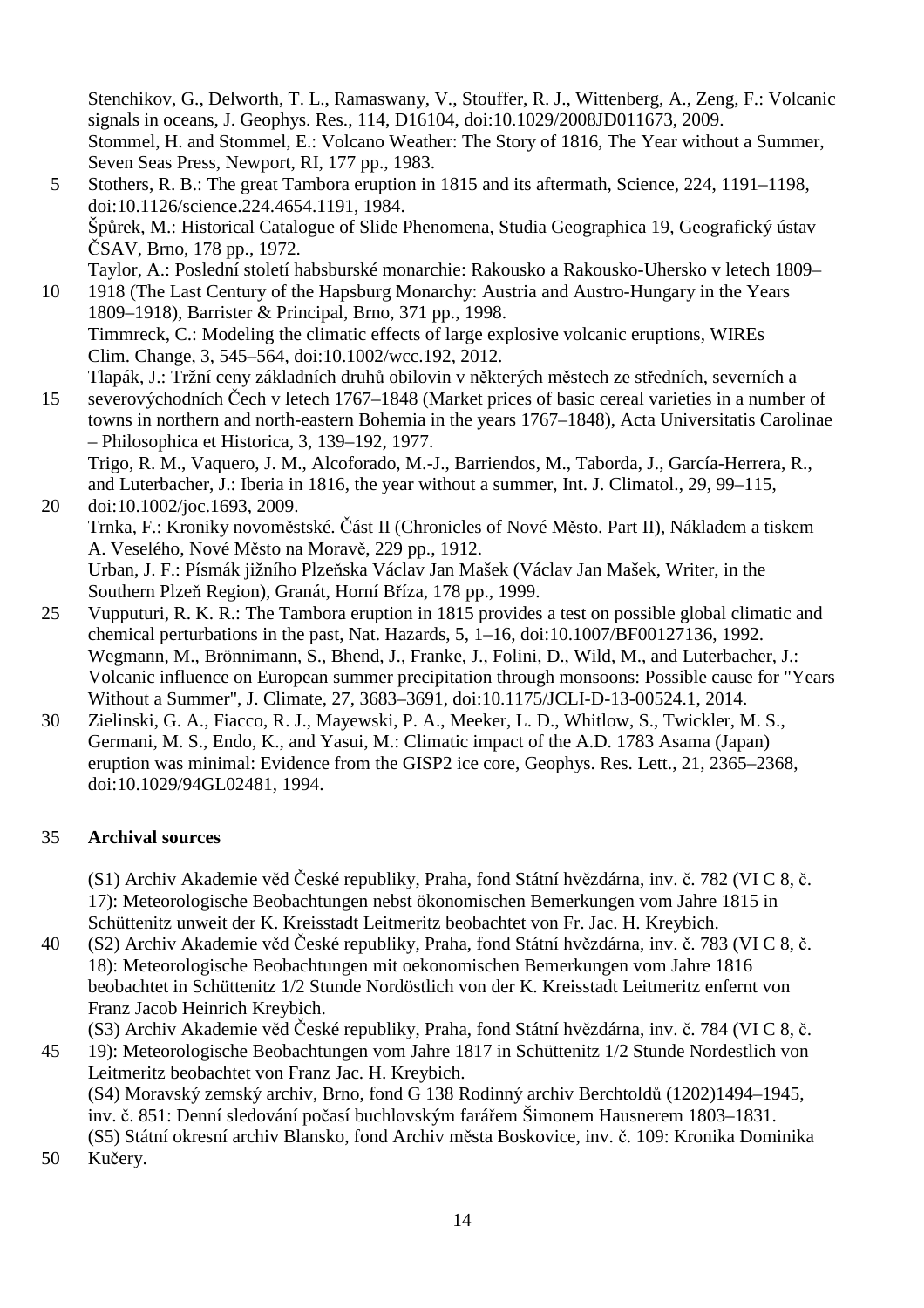Stenchikov, G., Delworth, T. L., Ramaswany, V., Stouffer, R. J., Wittenberg, A., Zeng, F.: Volcanic signals in oceans, J. Geophys. Res., 114, D16104, doi:10.1029/2008JD011673, 2009.

Stommel, H. and Stommel, E.: Volcano Weather: The Story of 1816, The Year without a Summer, Seven Seas Press, Newport, RI, 177 pp., 1983.

Stothers, R. B.: The great Tambora eruption in 1815 and its aftermath, Science, 224, 1191–1198, doi:10.1126/science.224.4654.1191, 1984.

Špůrek, M.: Historical Catalogue of Slide Phenomena, Studia Geographica 19, Geografický ústav ČSAV, Brno, 178 pp., 1972.

Taylor, A.: Poslední století habsburské monarchie: Rakousko a Rakousko-Uhersko v letech 1809–1918 (The Last Century of the Hapsburg Monarchy: Austria and Austro-Hungary in the Years 1809–1918), Barrister & Principal, Brno, 371 pp., 1998.

Timmreck, C.: Modeling the climatic effects of large explosive volcanic eruptions, WIREs Clim. Change, 3, 545–564, doi:10.1002/wcc.192, 2012.

Tlapák, J.: Tržní ceny základních druhů obilovin v některých městech ze středních, severních a severovýchodních Čech v letech 1767–1848 (Market prices of basic cereal varieties in a number of towns in northern and north-eastern Bohemia in the years 1767–1848), Acta Universitatis Carolinae – Philosophica et Historica, 3, 139–192, 1977.

Trigo, R. M., Vaquero, J. M., Alcoforado, M.-J., Barriendos, M., Taborda, J., García-Herrera, R., and Luterbacher, J.: Iberia in 1816, the year without a summer, Int. J. Climatol., 29, 99–115, doi:10.1002/joc.1693, 2009.

Trnka, F.: Kroniky novoměstské. Část II (Chronicles of Nové Město. Part II), Nákladem a tiskem A. Veselého, Nové Město na Moravě, 229 pp., 1912.

Urban, J. F.: Písmák jižního Plzeňska Václav Jan Mašek (Václav Jan Mašek, Writer, in the Southern Plzeň Region), Granát, Horní Bříza, 178 pp., 1999.

Vupputuri, R. K. R.: The Tambora eruption in 1815 provides a test on possible global climatic and chemical perturbations in the past, Nat. Hazards, 5, 1–16, doi:10.1007/BF00127136, 1992.

Wegmann, M., Brönnimann, S., Bhend, J., Franke, J., Folini, D., Wild, M., and Luterbacher, J.: Volcanic influence on European summer precipitation through monsoons: Possible cause for "Years Without a Summer", J. Climate, 27, 3683–3691, doi:10.1175/JCLI-D-13-00524.1, 2014.

Zielinski, G. A., Fiacco, R. J., Mayewski, P. A., Meeker, L. D., Whitlow, S., Twickler, M. S., Germani, M. S., Endo, K., and Yasui, M.: Climatic impact of the A.D. 1783 Asama (Japan) eruption was minimal: Evidence from the GISP2 ice core, Geophys. Res. Lett., 21, 2365–2368, doi:10.1029/94GL02481, 1994.

## Archival sources

(S1) Archiv Akademie věd České republiky, Praha, fond Státní hvězdárna, inv. č. 782 (VI C 8, č. 17): Meteorologische Beobachtungen nebst ökonomischen Bemerkungen vom Jahre 1815 in Schüttenitz unweit der K. Kreisstadt Leitmeritz beobachtet von Fr. Jac. H. Kreybich.

(S2) Archiv Akademie věd České republiky, Praha, fond Státní hvězdárna, inv. č. 783 (VI C 8, č. 18): Meteorologische Beobachtungen mit oekonomischen Bemerkungen vom Jahre 1816 beobachtet in Schüttenitz 1/2 Stunde Nordöstlich von der K. Kreisstadt Leitmeritz enfernt von Franz Jacob Heinrich Kreybich.

(S3) Archiv Akademie věd České republiky, Praha, fond Státní hvězdárna, inv. č. 784 (VI C 8, č. 19): Meteorologische Beobachtungen vom Jahre 1817 in Schüttenitz 1/2 Stunde Nordestlich von Leitmeritz beobachtet von Franz Jac. H. Kreybich.

(S4) Moravský zemský archiv, Brno, fond G 138 Rodinný archiv Berchtoldů (1202)1494–1945, inv. č. 851: Denní sledování počasí buchlovským farářem Šimonem Hausnerem 1803–1831.

(S5) Státní okresní archiv Blansko, fond Archiv města Boskovice, inv. č. 109: Kronika Dominika Kučery.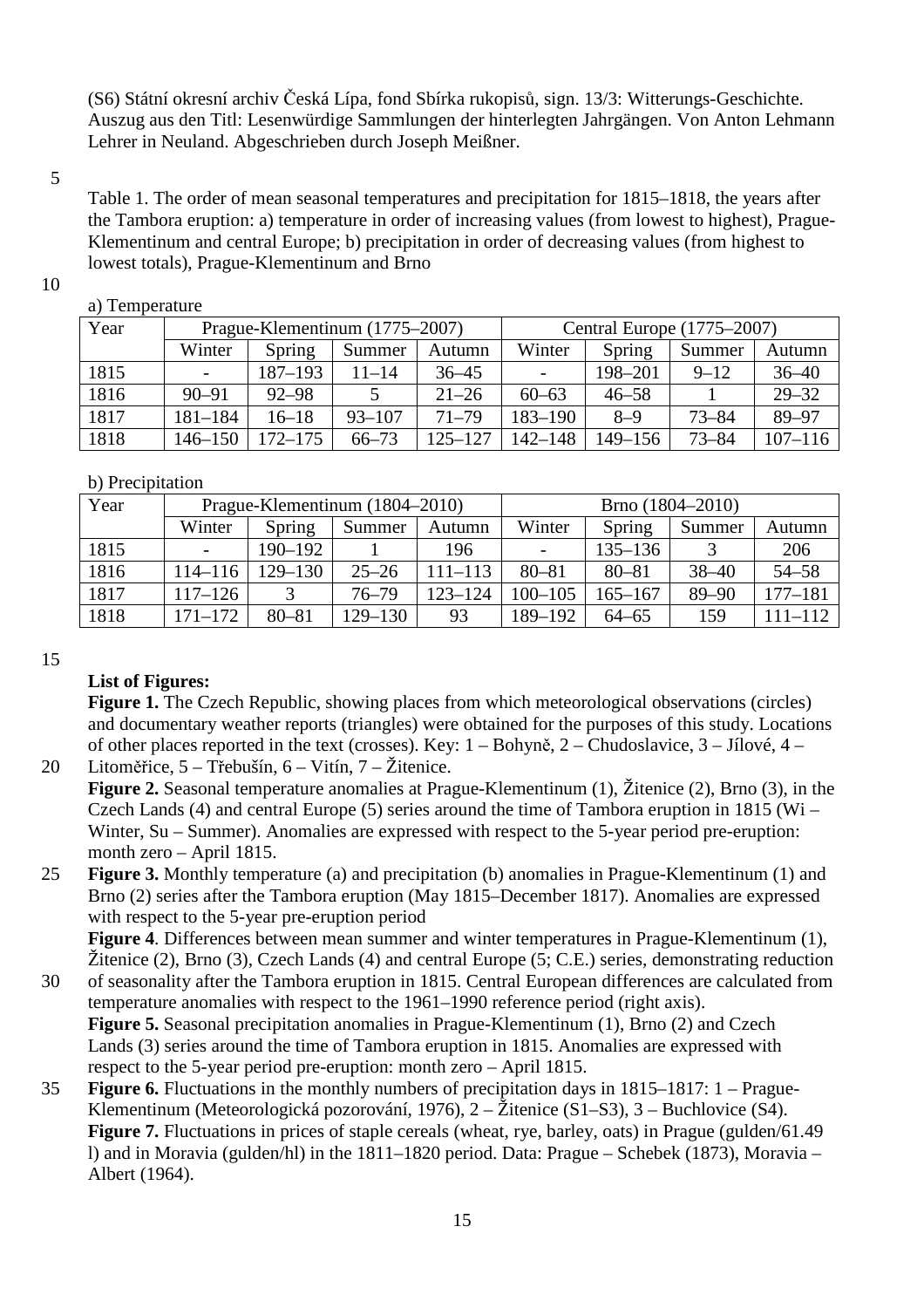(S6) Státní okresní archiv Česká Lípa, fond Sbírka rukopisů, sign. 13/3: Witterungs-Geschichte. Auszug aus den Titl: Lesenwürdige Sammlungen der hinterlegten Jahrgängen. Von Anton Lehmann Lehrer in Neuland. Abgeschrieben durch Joseph Meißner.

Table 1. The order of mean seasonal temperatures and precipitation for 1815–1818, the years after the Tambora eruption: a) temperature in order of increasing values (from lowest to highest), Prague-Klementinum and central Europe; b) precipitation in order of decreasing values (from highest to lowest totals), Prague-Klementinum and Brno

a) Temperature

| Year | Prague-Klementinum (1775–2007) | | | | Central Europe (1775–2007) | | | |
|---|---|---|---|---|---|---|---|---|
| | Winter | Spring | Summer | Autumn | Winter | Spring | Summer | Autumn |
| 1815 | - | 187–193 | 11–14 | 36–45 | - | 198–201 | 9–12 | 36–40 |
| 1816 | 90–91 | 92–98 | 5 | 21–26 | 60–63 | 46–58 | 1 | 29–32 |
| 1817 | 181–184 | 16–18 | 93–107 | 71–79 | 183–190 | 8–9 | 73–84 | 89–97 |
| 1818 | 146–150 | 172–175 | 66–73 | 125–127 | 142–148 | 149–156 | 73–84 | 107–116 |

b) Precipitation

| Year | Prague-Klementinum (1804–2010) | | | | Brno (1804–2010) | | | |
|---|---|---|---|---|---|---|---|---|
| | Winter | Spring | Summer | Autumn | Winter | Spring | Summer | Autumn |
| 1815 | - | 190–192 | 1 | 196 | - | 135–136 | 3 | 206 |
| 1816 | 114–116 | 129–130 | 25–26 | 111–113 | 80–81 | 80–81 | 38–40 | 54–58 |
| 1817 | 117–126 | 3 | 76–79 | 123–124 | 100–105 | 165–167 | 89–90 | 177–181 |
| 1818 | 171–172 | 80–81 | 129–130 | 93 | 189–192 | 64–65 | 159 | 111–112 |

**List of Figures:**

**Figure 1.** The Czech Republic, showing places from which meteorological observations (circles) and documentary weather reports (triangles) were obtained for the purposes of this study. Locations of other places reported in the text (crosses). Key: 1 – Bohyně, 2 – Chudoslavice, 3 – Jílové, 4 – Litoměřice, 5 – Třebušín, 6 – Vitín, 7 – Žitenice.

**Figure 2.** Seasonal temperature anomalies at Prague-Klementinum (1), Žitenice (2), Brno (3), in the Czech Lands (4) and central Europe (5) series around the time of Tambora eruption in 1815 (Wi – Winter, Su – Summer). Anomalies are expressed with respect to the 5-year period pre-eruption: month zero – April 1815.

**Figure 3.** Monthly temperature (a) and precipitation (b) anomalies in Prague-Klementinum (1) and Brno (2) series after the Tambora eruption (May 1815–December 1817). Anomalies are expressed with respect to the 5-year pre-eruption period

**Figure 4**. Differences between mean summer and winter temperatures in Prague-Klementinum (1), Žitenice (2), Brno (3), Czech Lands (4) and central Europe (5; C.E.) series, demonstrating reduction of seasonality after the Tambora eruption in 1815. Central European differences are calculated from temperature anomalies with respect to the 1961–1990 reference period (right axis).

**Figure 5.** Seasonal precipitation anomalies in Prague-Klementinum (1), Brno (2) and Czech Lands (3) series around the time of Tambora eruption in 1815. Anomalies are expressed with respect to the 5-year period pre-eruption: month zero – April 1815.

**Figure 6.** Fluctuations in the monthly numbers of precipitation days in 1815–1817: 1 – Prague-Klementinum (Meteorologická pozorování, 1976), 2 – Žitenice (S1–S3), 3 – Buchlovice (S4).

**Figure 7.** Fluctuations in prices of staple cereals (wheat, rye, barley, oats) in Prague (gulden/61.49 l) and in Moravia (gulden/hl) in the 1811–1820 period. Data: Prague – Schebek (1873), Moravia – Albert (1964).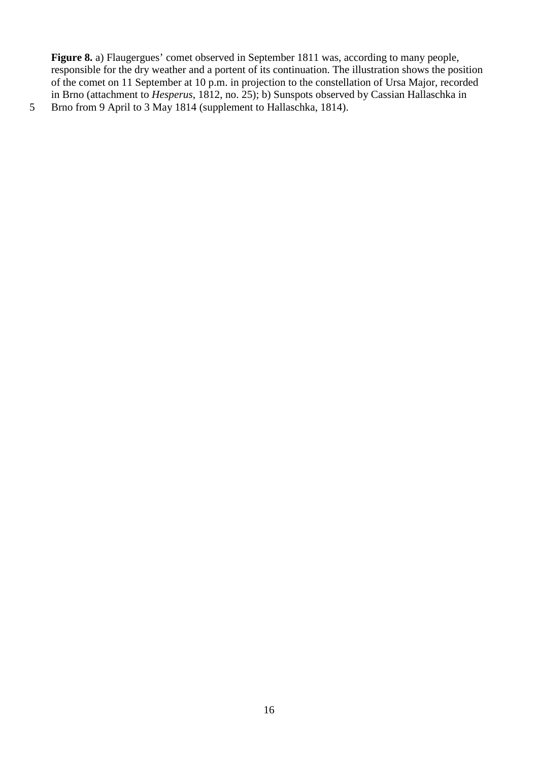**Figure 8.** a) Flaugergues' comet observed in September 1811 was, according to many people, responsible for the dry weather and a portent of its continuation. The illustration shows the position of the comet on 11 September at 10 p.m. in projection to the constellation of Ursa Major, recorded in Brno (attachment to *Hesperus*, 1812, no. 25); b) Sunspots observed by Cassian Hallaschka in Brno from 9 April to 3 May 1814 (supplement to Hallaschka, 1814).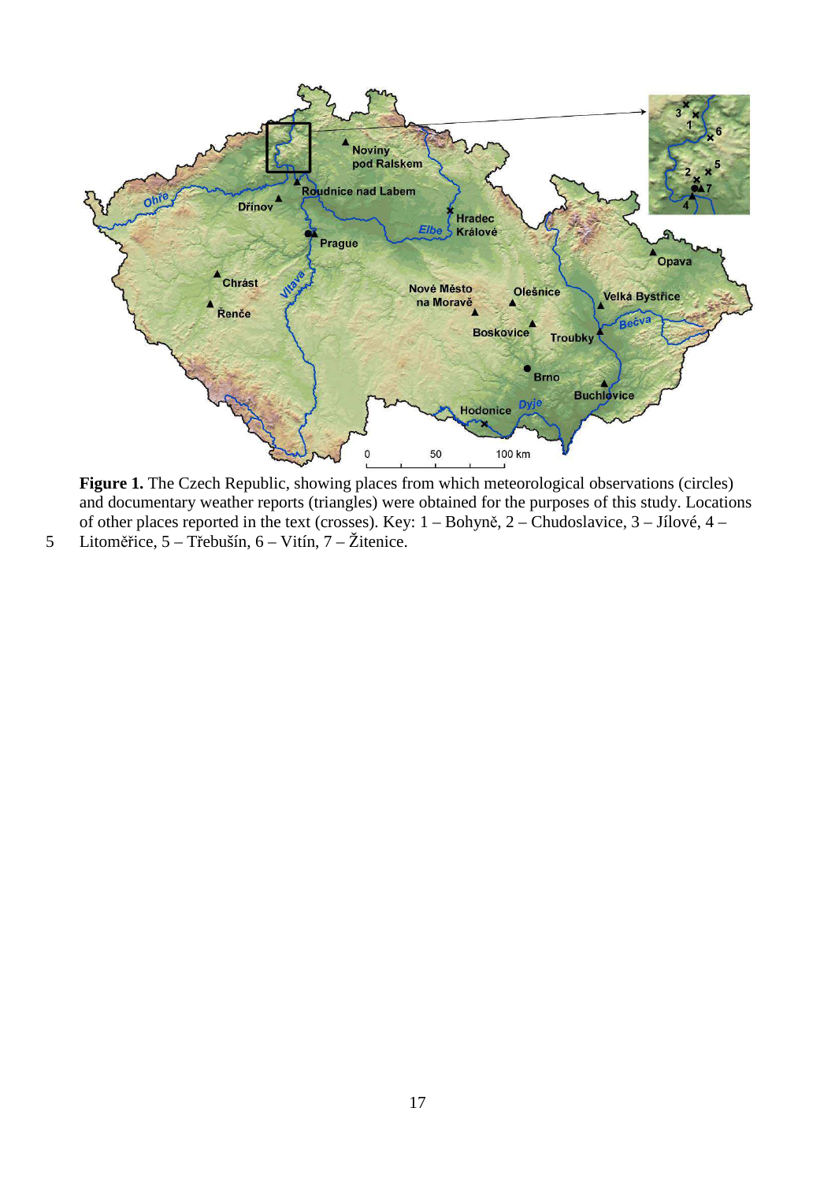**Figure 1.** The Czech Republic, showing places from which meteorological observations (circles) and documentary weather reports (triangles) were obtained for the purposes of this study. Locations of other places reported in the text (crosses). Key: 1 – Bohyně, 2 – Chudoslavice, 3 – Jílové, 4 – Litoměřice, 5 – Třebušín, 6 – Vitín, 7 – Žitenice.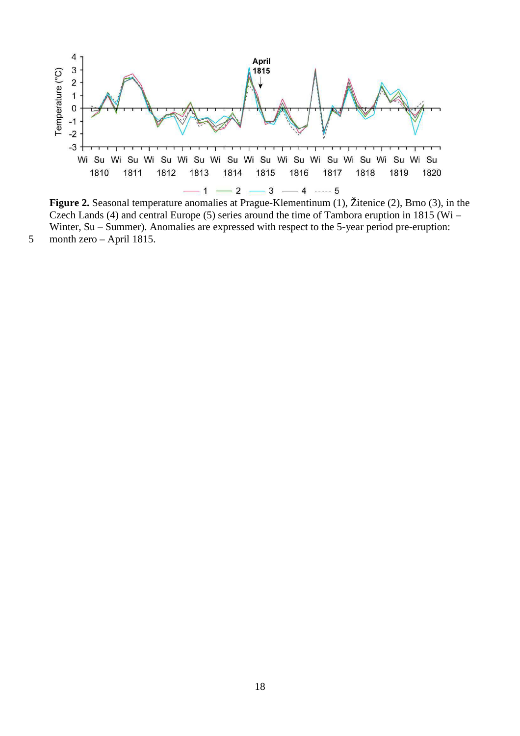**Figure 2.** Seasonal temperature anomalies at Prague-Klementinum (1), Žitenice (2), Brno (3), in the Czech Lands (4) and central Europe (5) series around the time of Tambora eruption in 1815 (Wi – Winter, Su – Summer). Anomalies are expressed with respect to the 5-year period pre-eruption: month zero – April 1815.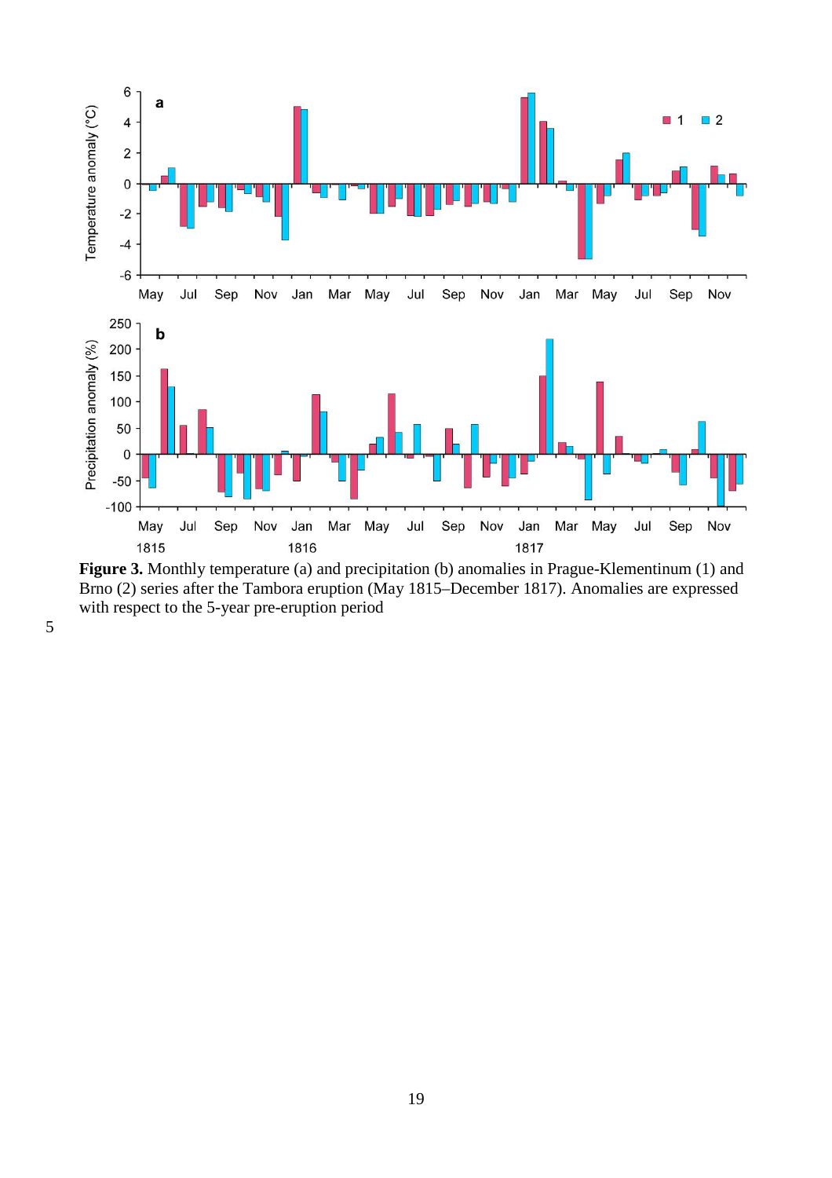**Figure 3.** Monthly temperature (a) and precipitation (b) anomalies in Prague-Klementinum (1) and Brno (2) series after the Tambora eruption (May 1815–December 1817). Anomalies are expressed with respect to the 5-year pre-eruption period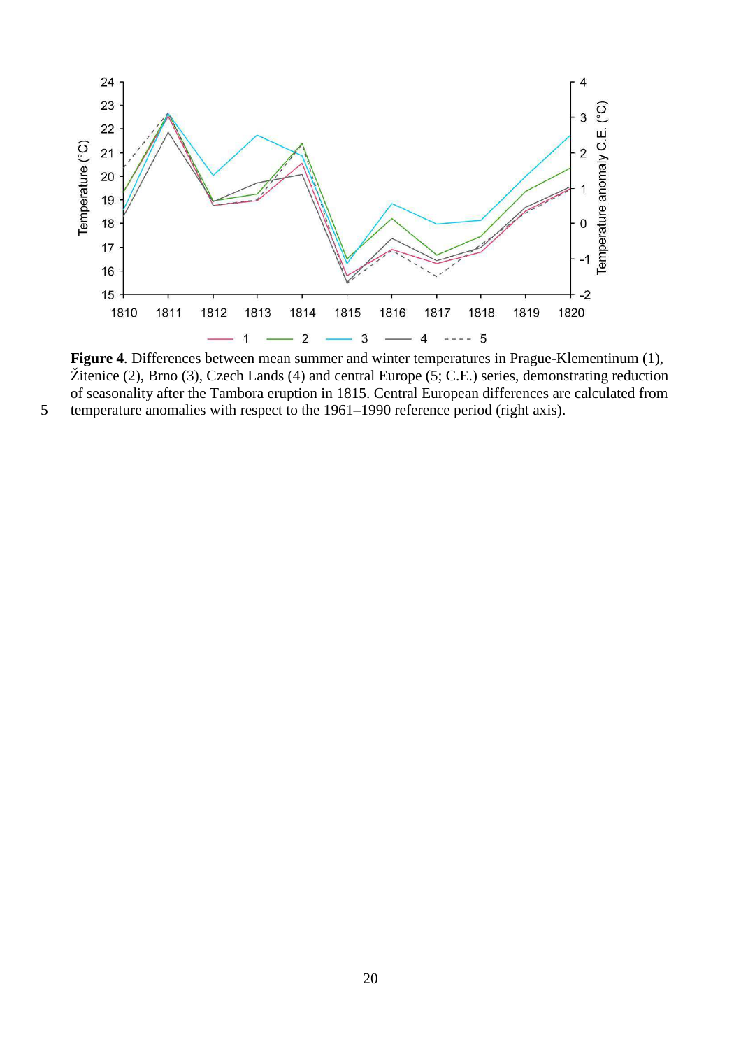**Figure 4**. Differences between mean summer and winter temperatures in Prague-Klementinum (1), Žitenice (2), Brno (3), Czech Lands (4) and central Europe (5; C.E.) series, demonstrating reduction of seasonality after the Tambora eruption in 1815. Central European differences are calculated from temperature anomalies with respect to the 1961–1990 reference period (right axis).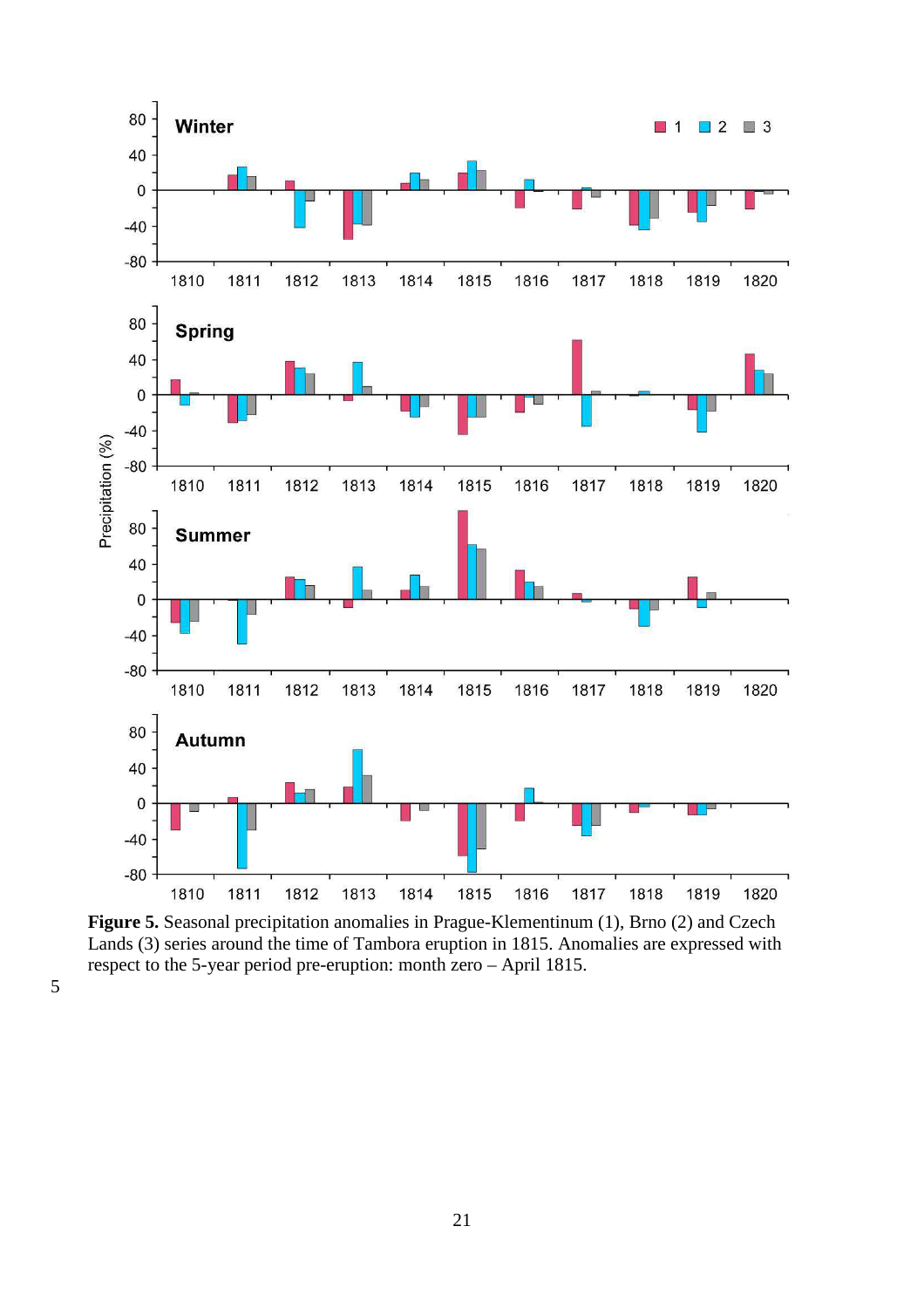**Figure 5.** Seasonal precipitation anomalies in Prague-Klementinum (1), Brno (2) and Czech Lands (3) series around the time of Tambora eruption in 1815. Anomalies are expressed with respect to the 5-year period pre-eruption: month zero – April 1815.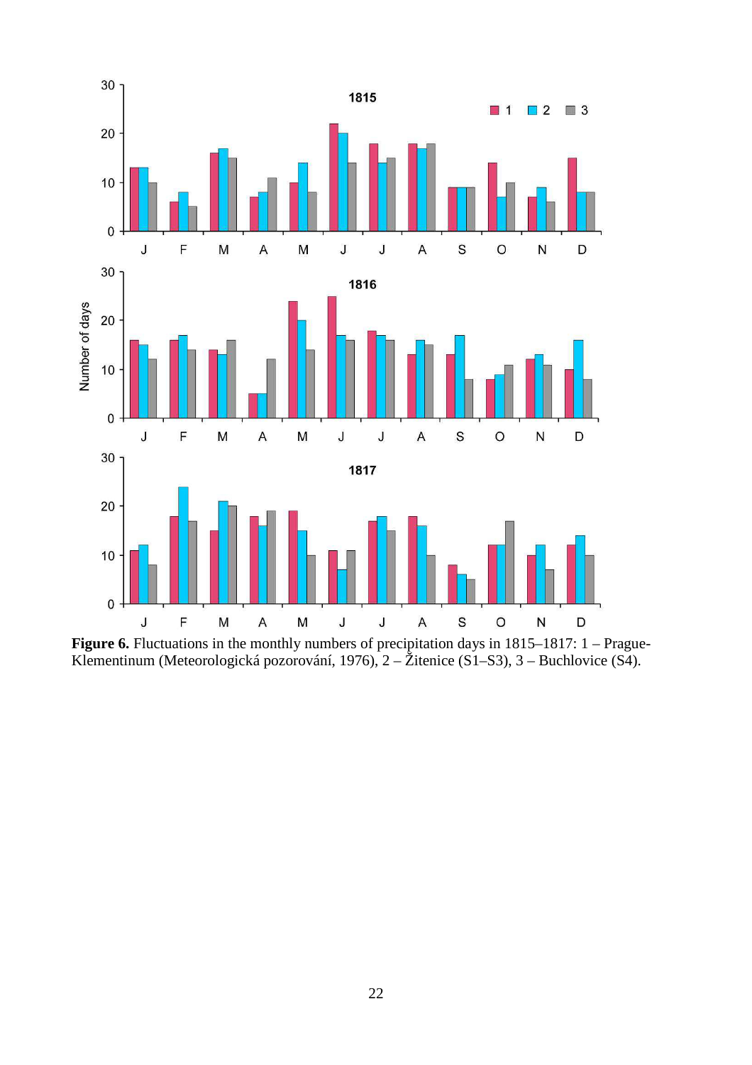**Figure 6.** Fluctuations in the monthly numbers of precipitation days in 1815–1817: 1 – Prague-Klementinum (Meteorologická pozorování, 1976), 2 – Žitenice (S1–S3), 3 – Buchlovice (S4).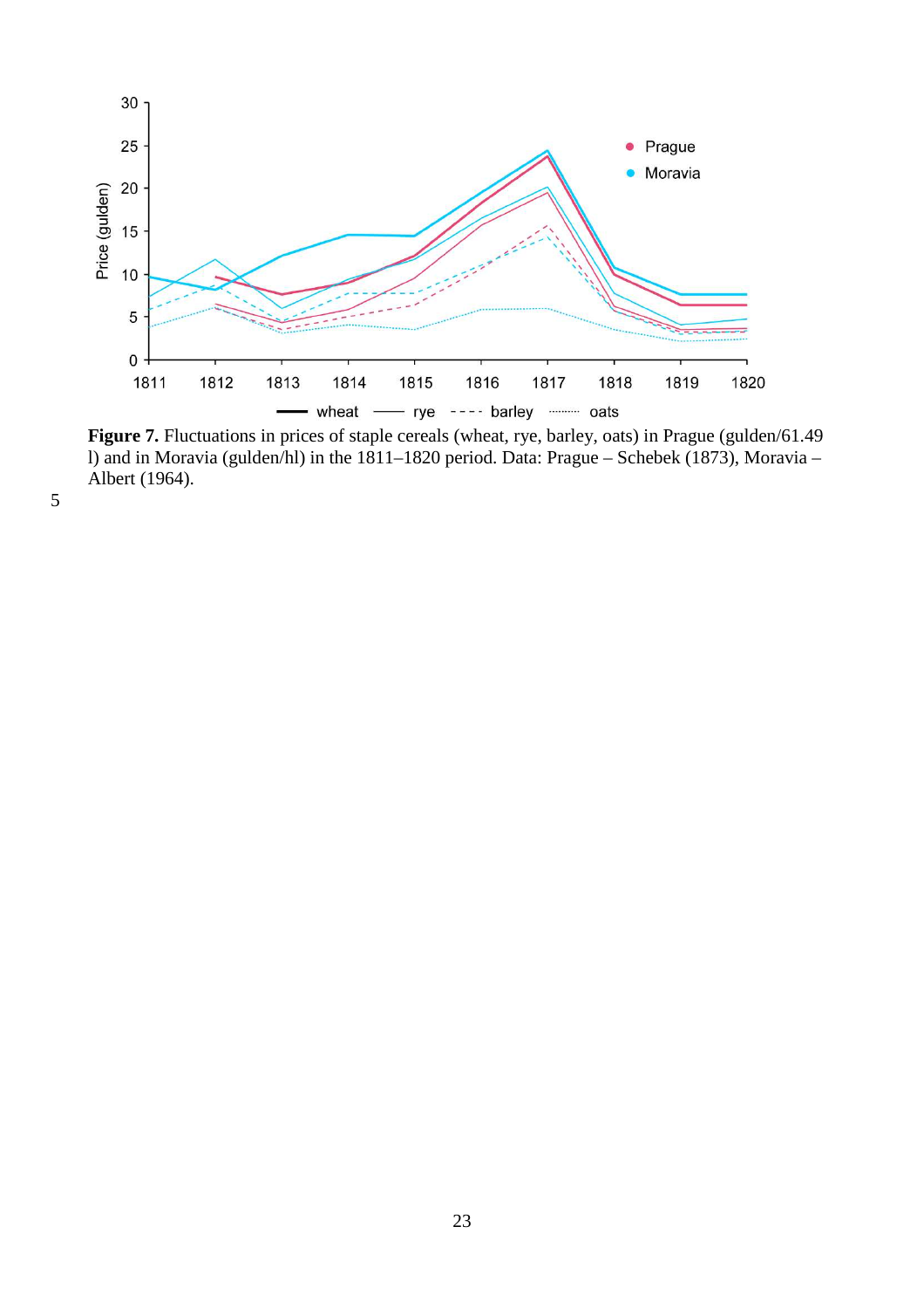**Figure 7.** Fluctuations in prices of staple cereals (wheat, rye, barley, oats) in Prague (gulden/61.49 l) and in Moravia (gulden/hl) in the 1811–1820 period. Data: Prague – Schebek (1873), Moravia – Albert (1964).

5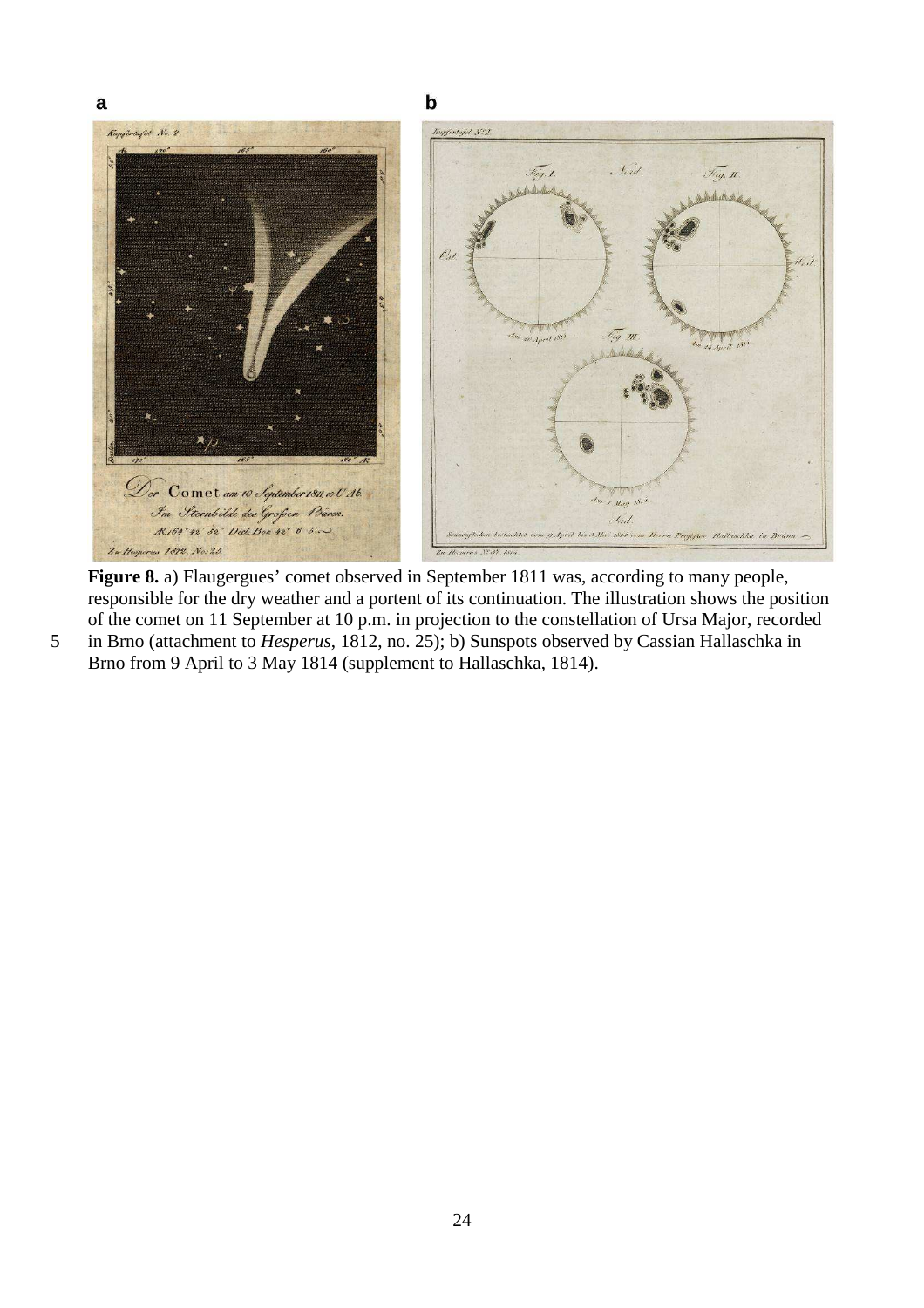**Figure 8.** a) Flaugergues' comet observed in September 1811 was, according to many people, responsible for the dry weather and a portent of its continuation. The illustration shows the position of the comet on 11 September at 10 p.m. in projection to the constellation of Ursa Major, recorded in Brno (attachment to *Hesperus*, 1812, no. 25); b) Sunspots observed by Cassian Hallaschka in Brno from 9 April to 3 May 1814 (supplement to Hallaschka, 1814).